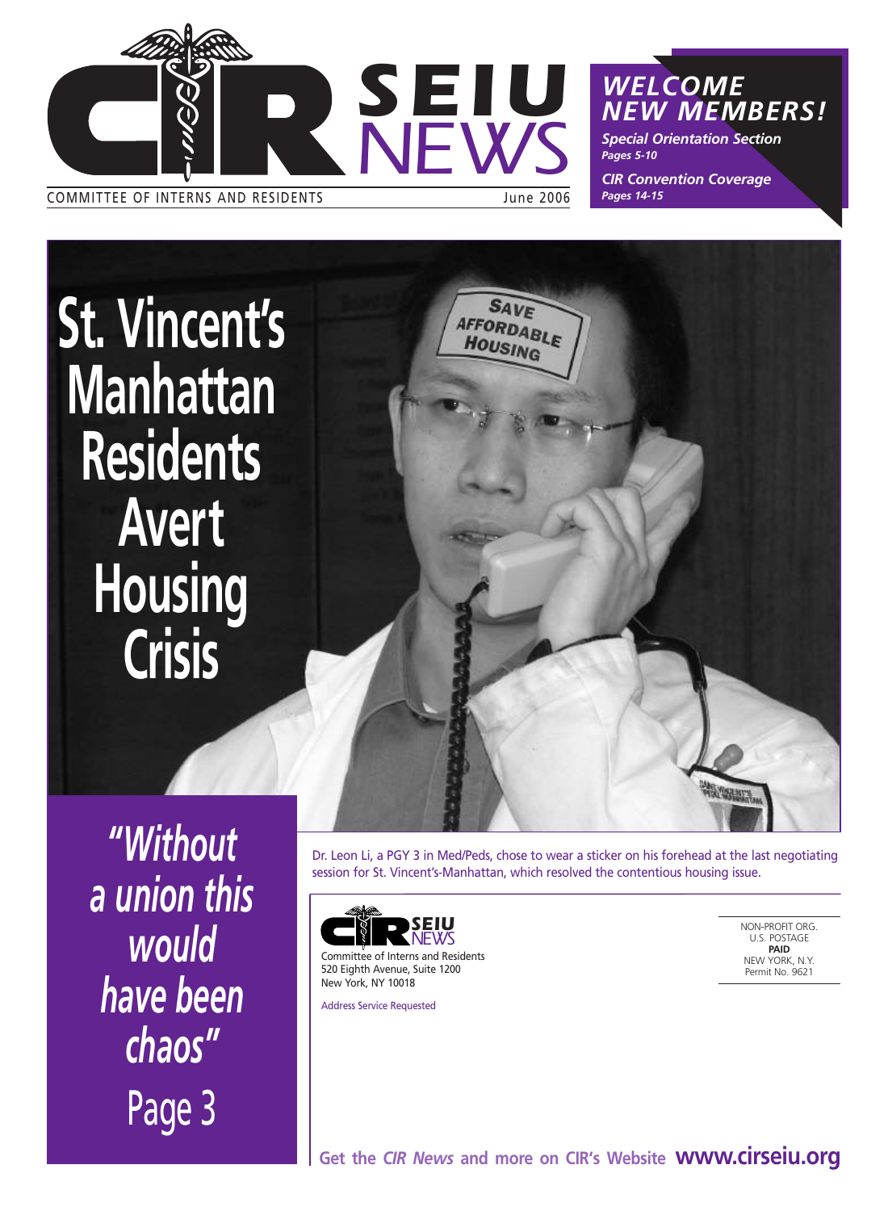# CIR SEIU NEWS

COMMITTEE OF INTERNS AND RESIDENTS

June 2006

***WELCOME NEW MEMBERS!***

***Special Orientation Section***
*Pages 5-10*

***CIR Convention Coverage***
*Pages 14-15*

# St. Vincent's Manhattan Residents Avert Housing Crisis

SAVE AFFORDABLE HOUSING

Dr. Leon Li, a PGY 3 in Med/Peds, chose to wear a sticker on his forehead at the last negotiating session for St. Vincent's-Manhattan, which resolved the contentious housing issue.

***"Without a union this would have been chaos"***

Page 3

CIR SEIU NEWS
Committee of Interns and Residents
520 Eighth Avenue, Suite 1200
New York, NY 10018

Address Service Requested

NON-PROFIT ORG.
U.S. POSTAGE
**PAID**
NEW YORK, N.Y.
Permit No. 9621

**Get the *CIR News* and more on CIR's Website www.cirseiu.org**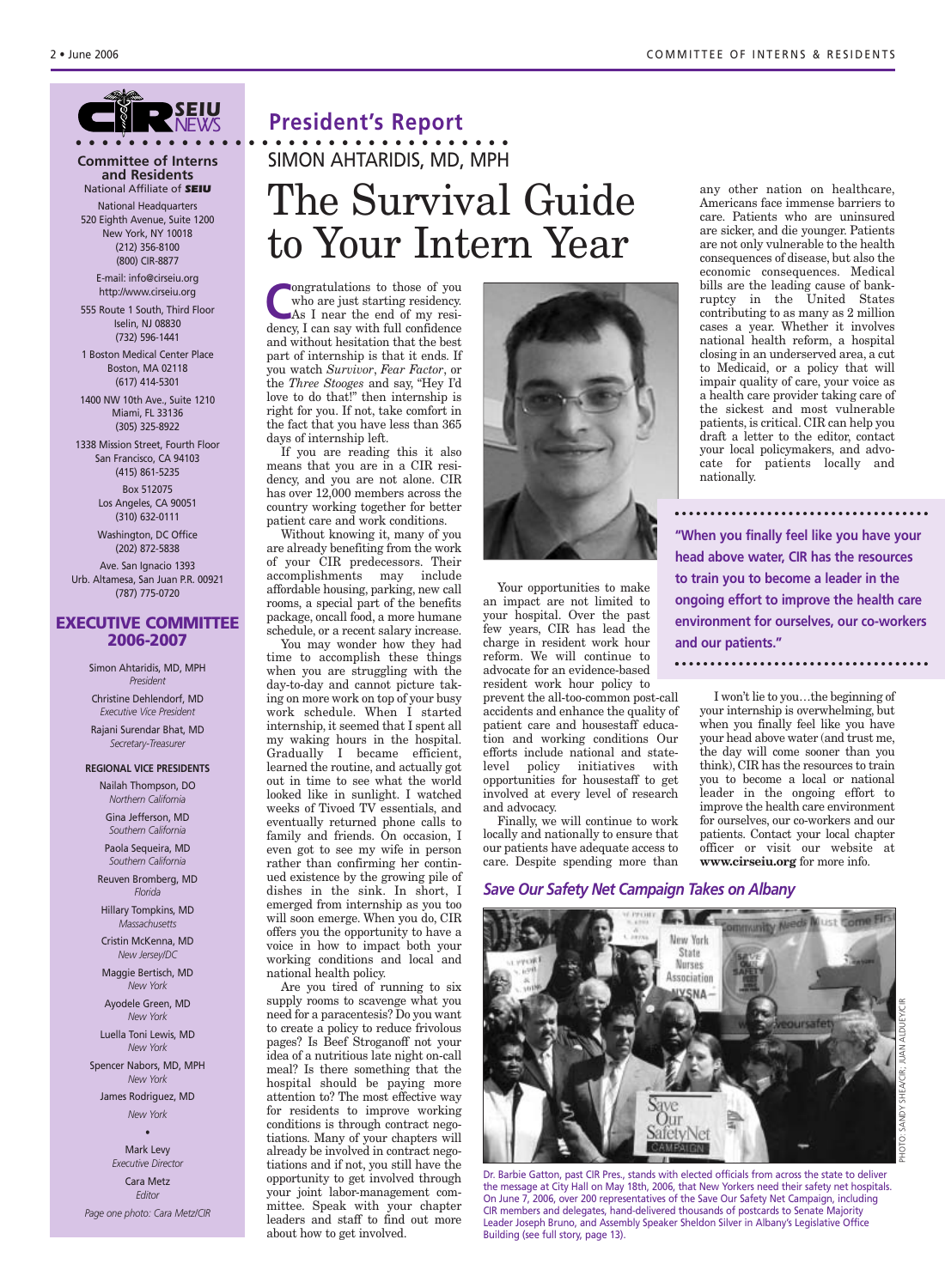**Committee of Interns and Residents**
National Affiliate of SEIU

National Headquarters
520 Eighth Avenue, Suite 1200
New York, NY 10018
(212) 356-8100
(800) CIR-8877

E-mail: info@cirseiu.org
http://www.cirseiu.org

555 Route 1 South, Third Floor
Iselin, NJ 08830
(732) 596-1441

1 Boston Medical Center Place
Boston, MA 02118
(617) 414-5301

1400 NW 10th Ave., Suite 1210
Miami, FL 33136
(305) 325-8922

1338 Mission Street, Fourth Floor
San Francisco, CA 94103
(415) 861-5235

Box 512075
Los Angeles, CA 90051
(310) 632-0111

Washington, DC Office
(202) 872-5838

Ave. San Ignacio 1393
Urb. Altamesa, San Juan P.R. 00921
(787) 775-0720

## EXECUTIVE COMMITTEE 2006-2007

Simon Ahtaridis, MD, MPH
*President*

Christine Dehlendorf, MD
*Executive Vice President*

Rajani Surendar Bhat, MD
*Secretary-Treasurer*

**REGIONAL VICE PRESIDENTS**

Nailah Thompson, DO
*Northern California*

Gina Jefferson, MD
*Southern California*

Paola Sequeira, MD
*Southern California*

Reuven Bromberg, MD
*Florida*

Hillary Tompkins, MD
*Massachusetts*

Cristin McKenna, MD
*New Jersey/DC*

Maggie Bertisch, MD
*New York*

Ayodele Green, MD
*New York*

Luella Toni Lewis, MD
*New York*

Spencer Nabors, MD, MPH
*New York*

James Rodriguez, MD
*New York*

•

Mark Levy
*Executive Director*

Cara Metz
*Editor*

*Page one photo: Cara Metz/CIR*

## President's Report

SIMON AHTARIDIS, MD, MPH

# The Survival Guide to Your Intern Year

Congratulations to those of you who are just starting residency. As I near the end of my residency, I can say with full confidence and without hesitation that the best part of internship is that it ends. If you watch *Survivor*, *Fear Factor*, or the *Three Stooges* and say, "Hey I'd love to do that!" then internship is right for you. If not, take comfort in the fact that you have less than 365 days of internship left.

If you are reading this it also means that you are in a CIR residency, and you are not alone. CIR has over 12,000 members across the country working together for better patient care and work conditions.

Without knowing it, many of you are already benefiting from the work of your CIR predecessors. Their accomplishments may include affordable housing, parking, new call rooms, a special part of the benefits package, oncall food, a more humane schedule, or a recent salary increase.

You may wonder how they had time to accomplish these things when you are struggling with the day-to-day and cannot picture taking on more work on top of your busy work schedule. When I started internship, it seemed that I spent all my waking hours in the hospital. Gradually I became efficient, learned the routine, and actually got out in time to see what the world looked like in sunlight. I watched weeks of Tivoed TV essentials, and eventually returned phone calls to family and friends. On occasion, I even got to see my wife in person rather than confirming her continued existence by the growing pile of dishes in the sink. In short, I emerged from internship as you too will soon emerge. When you do, CIR offers you the opportunity to have a voice in how to impact both your working conditions and local and national health policy.

Are you tired of running to six supply rooms to scavenge what you need for a paracentesis? Do you want to create a policy to reduce frivolous pages? Is Beef Stroganoff not your idea of a nutritious late night on-call meal? Is there something that the hospital should be paying more attention to? The most effective way for residents to improve working conditions is through contract negotiations. Many of your chapters will already be involved in contract negotiations and if not, you still have the opportunity to get involved through your joint labor-management committee. Speak with your chapter leaders and staff to find out more about how to get involved.

Your opportunities to make an impact are not limited to your hospital. Over the past few years, CIR has lead the charge in resident work hour reform. We will continue to advocate for an evidence-based resident work hour policy to prevent the all-too-common post-call accidents and enhance the quality of patient care and housestaff education and working conditions Our efforts include national and state-level policy initiatives with opportunities for housestaff to get involved at every level of research and advocacy.

Finally, we will continue to work locally and nationally to ensure that our patients have adequate access to care. Despite spending more than any other nation on healthcare, Americans face immense barriers to care. Patients who are uninsured are sicker, and die younger. Patients are not only vulnerable to the health consequences of disease, but also the economic consequences. Medical bills are the leading cause of bankruptcy in the United States contributing to as many as 2 million cases a year. Whether it involves national health reform, a hospital closing in an underserved area, a cut to Medicaid, or a policy that will impair quality of care, your voice as a health care provider taking care of the sickest and most vulnerable patients, is critical. CIR can help you draft a letter to the editor, contact your local policymakers, and advocate for patients locally and nationally.

> **"When you finally feel like you have your head above water, CIR has the resources to train you to become a leader in the ongoing effort to improve the health care environment for ourselves, our co-workers and our patients."**

I won't lie to you…the beginning of your internship is overwhelming, but when you finally feel like you have your head above water (and trust me, the day will come sooner than you think), CIR has the resources to train you to become a local or national leader in the ongoing effort to improve the health care environment for ourselves, our co-workers and our patients. Contact your local chapter officer or visit our website at **www.cirseiu.org** for more info.

### *Save Our Safety Net Campaign Takes on Albany*

PHOTO: SANDY SHEA/CIR; JUAN ALDUEY/CIR

Dr. Barbie Gatton, past CIR Pres., stands with elected officials from across the state to deliver the message at City Hall on May 18th, 2006, that New Yorkers need their safety net hospitals. On June 7, 2006, over 200 representatives of the Save Our Safety Net Campaign, including CIR members and delegates, hand-delivered thousands of postcards to Senate Majority Leader Joseph Bruno, and Assembly Speaker Sheldon Silver in Albany's Legislative Office Building (see full story, page 13).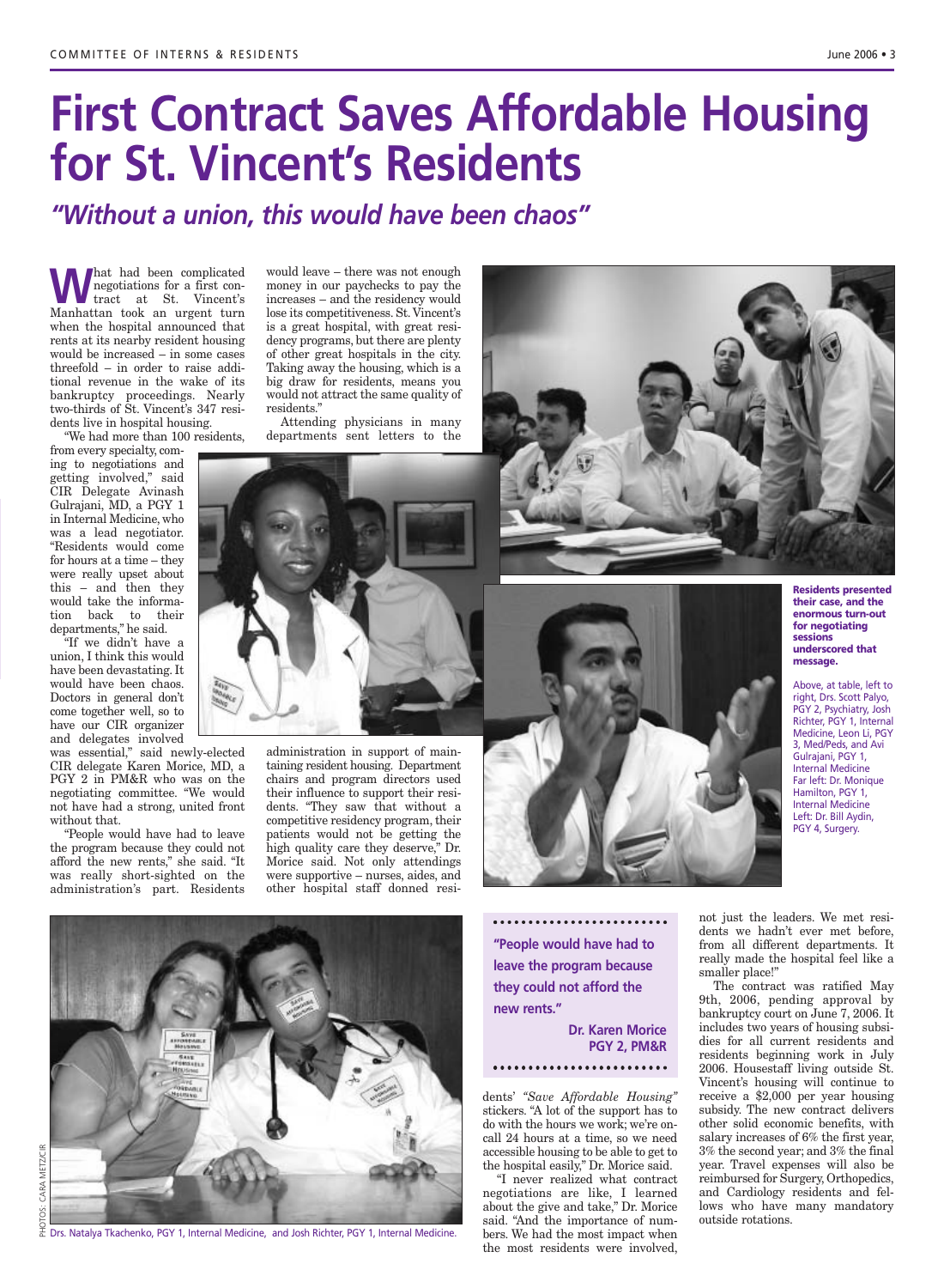# First Contract Saves Affordable Housing for St. Vincent's Residents

## *"Without a union, this would have been chaos"*

What had been complicated negotiations for a first contract at St. Vincent's Manhattan took an urgent turn when the hospital announced that rents at its nearby resident housing would be increased – in some cases threefold – in order to raise additional revenue in the wake of its bankruptcy proceedings. Nearly two-thirds of St. Vincent's 347 residents live in hospital housing.

"We had more than 100 residents, from every specialty, coming to negotiations and getting involved," said CIR Delegate Avinash Gulrajani, MD, a PGY 1 in Internal Medicine, who was a lead negotiator. "Residents would come for hours at a time – they were really upset about this – and then they would take the information back to their departments," he said.

"If we didn't have a union, I think this would have been devastating. It would have been chaos. Doctors in general don't come together well, so to have our CIR organizer and delegates involved was essential," said newly-elected CIR delegate Karen Morice, MD, a PGY 2 in PM&R who was on the negotiating committee. "We would not have had a strong, united front without that.

"People would have had to leave the program because they could not afford the new rents," she said. "It was really short-sighted on the administration's part. Residents would leave – there was not enough money in our paychecks to pay the increases – and the residency would lose its competitiveness. St. Vincent's is a great hospital, with great residency programs, but there are plenty of other great hospitals in the city. Taking away the housing, which is a big draw for residents, means you would not attract the same quality of residents."

Attending physicians in many departments sent letters to the administration in support of maintaining resident housing. Department chairs and program directors used their influence to support their residents. "They saw that without a competitive residency program, their patients would not be getting the high quality care they deserve," Dr. Morice said. Not only attendings were supportive – nurses, aides, and other hospital staff donned residents' *"Save Affordable Housing"* stickers. "A lot of the support has to do with the hours we work; we're on-call 24 hours at a time, so we need accessible housing to be able to get to the hospital easily," Dr. Morice said.

"I never realized what contract negotiations are like, I learned about the give and take," Dr. Morice said. "And the importance of numbers. We had the most impact when the most residents were involved, not just the leaders. We met residents we hadn't ever met before, from all different departments. It really made the hospital feel like a smaller place!"

The contract was ratified May 9th, 2006, pending approval by bankruptcy court on June 7, 2006. It includes two years of housing subsidies for all current residents and residents beginning work in July 2006. Housestaff living outside St. Vincent's housing will continue to receive a $2,000 per year housing subsidy. The new contract delivers other solid economic benefits, with salary increases of 6% the first year, 3% the second year; and 3% the final year. Travel expenses will also be reimbursed for Surgery, Orthopedics, and Cardiology residents and fellows who have many mandatory outside rotations.

> **"People would have had to leave the program because they could not afford the new rents."**
>
> **Dr. Karen Morice, PGY 2, PM&R**

**Residents presented their case, and the enormous turn-out for negotiating sessions underscored that message.**

Above, at table, left to right, Drs. Scott Palyo, PGY 2, Psychiatry, Josh Richter, PGY 1, Internal Medicine, Leon Li, PGY 3, Med/Peds, and Avi Gulrajani, PGY 1, Internal Medicine
Far left: Dr. Monique Hamilton, PGY 1, Internal Medicine
Left: Dr. Bill Aydin, PGY 4, Surgery.

Drs. Natalya Tkachenko, PGY 1, Internal Medicine, and Josh Richter, PGY 1, Internal Medicine.

PHOTOS: CARA METZ/CIR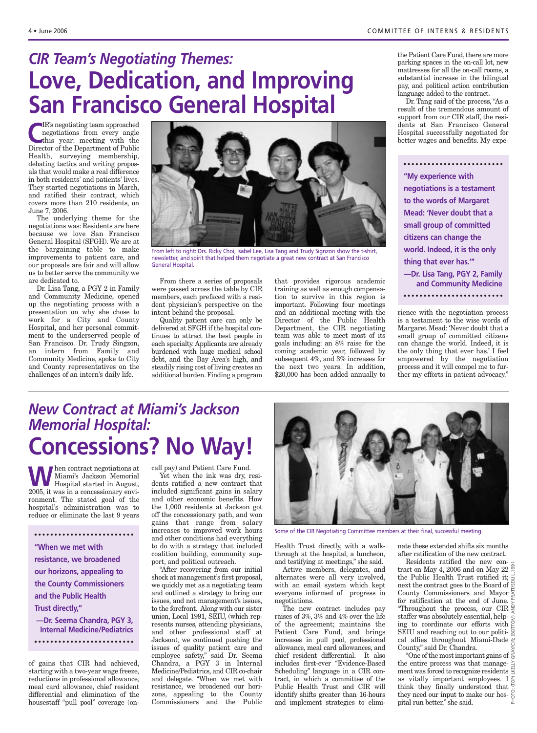## *CIR Team's Negotiating Themes:*

# Love, Dedication, and Improving San Francisco General Hospital

CIR's negotiating team approached negotiations from every angle this year: meeting with the Director of the Department of Public Health, surveying membership, debating tactics and writing proposals that would make a real difference in both residents' and patients' lives. They started negotiations in March, and ratified their contract, which covers more than 210 residents, on June 7, 2006.

The underlying theme for the negotiations was: Residents are here because we love San Francisco General Hospital (SFGH). We are at the bargaining table to make improvements to patient care, and our proposals are fair and will allow us to better serve the community we are dedicated to.

Dr. Lisa Tang, a PGY 2 in Family and Community Medicine, opened up the negotiating process with a presentation on why she chose to work for a City and County Hospital, and her personal commitment to the underserved people of San Francisco. Dr. Trudy Singzon, an intern from Family and Community Medicine, spoke to City and County representatives on the challenges of an intern's daily life.

From left to right: Drs. Ricky Choi, Isabel Lee, Lisa Tang and Trudy Signzon show the t-shirt, newsletter, and spirit that helped them negotiate a great new contract at San Francisco General Hospital.

From there a series of proposals were passed across the table by CIR members, each prefaced with a resident physician's perspective on the intent behind the proposal.

Quality patient care can only be delivered at SFGH if the hospital continues to attract the best people in each specialty. Applicants are already burdened with huge medical school debt, and the Bay Area's high, and steadily rising cost of living creates an additional burden. Finding a program that provides rigorous academic training as well as enough compensation to survive in this region is important. Following four meetings and an additional meeting with the Director of the Public Health Department, the CIR negotiating team was able to meet most of its goals including: an 8% raise for the coming academic year, followed by subsequent 4%, and 3% increases for the next two years. In addition, \$20,000 has been added annually to the Patient Care Fund, there are more parking spaces in the on-call lot, new mattresses for all the on-call rooms, a substantial increase in the bilingual pay, and political action contribution language added to the contract.

Dr. Tang said of the process, "As a result of the tremendous amount of support from our CIR staff, the residents at San Francisco General Hospital successfully negotiated for better wages and benefits. My experience with the negotiation process is a testament to the wise words of Margaret Mead: 'Never doubt that a small group of committed citizens can change the world. Indeed, it is the only thing that ever has.' I feel empowered by the negotiation process and it will compel me to further my efforts in patient advocacy."

> **"My experience with negotiations is a testament to the words of Margaret Mead: 'Never doubt that a small group of committed citizens can change the world. Indeed, it is the only thing that ever has.'"**
>
> **—Dr. Lisa Tang, PGY 2, Family and Community Medicine**

---

## *New Contract at Miami's Jackson Memorial Hospital:*

# Concessions? No Way!

When contract negotiations at Miami's Jackson Memorial Hospital started in August, 2005, it was in a concessionary environment. The stated goal of the hospital's administration was to reduce or eliminate the last 9 years of gains that CIR had achieved, starting with a two-year wage freeze, reductions in professional allowance, meal card allowance, chief resident differential and elimination of the housestaff "pull pool" coverage (on-call pay) and Patient Care Fund.

> **"When we met with resistance, we broadened our horizons, appealing to the County Commissioners and the Public Health Trust directly,"**
>
> **—Dr. Seema Chandra, PGY 3, Internal Medicine/Pediatrics**

Yet when the ink was dry, residents ratified a new contract that included significant gains in salary and other economic benefits. How the 1,000 residents at Jackson got off the concessionary path, and won gains that range from salary increases to improved work hours and other conditions had everything to do with a strategy that included coalition building, community support, and political outreach.

"After recovering from our initial shock at management's first proposal, we quickly met as a negotiating team and outlined a strategy to bring our issues, and not management's issues, to the forefront. Along with our sister union, Local 1991, SEIU, (which represents nurses, attending physicians, and other professional staff at Jackson), we continued pushing the issues of quality patient care and employee safety," said Dr. Seema Chandra, a PGY 3 in Internal Medicine/Pediatrics, and CIR co-chair and delegate. "When we met with resistance, we broadened our horizons, appealing to the County Commissioners and the Public Health Trust directly, with a walk-through at the hospital, a luncheon, and testifying at meetings," she said.

Some of the CIR Negotiating Committee members at their final, successful meeting.

Active members, delegates, and alternates were all very involved, with an email system which kept everyone informed of progress in negotiations.

The new contract includes pay raises of 3%, 3% and 4% over the life of the agreement; maintains the Patient Care Fund, and brings increases in pull pool, professional allowance, meal card allowances, and chief resident differential. It also includes first-ever "Evidence-Based Scheduling" language in a CIR contract, in which a committee of the Public Health Trust and CIR will identify shifts greater than 16-hours and implement strategies to eliminate these extended shifts six months after ratification of the new contract.

Residents ratified the new contract on May 4, 2006 and on May 22 the Public Health Trust ratified it; next the contract goes to the Board of County Commissioners and Mayor for ratification at the end of June. "Throughout the process, our CIR staffer was absolutely essential, helping to coordinate our efforts with SEIU and reaching out to our political allies throughout Miami-Dade County," said Dr. Chandra.

"One of the most important gains of the entire process was that management was forced to recognize residents as vitally important employees. I think they finally understood that they need our input to make our hospital run better," she said.

PHOTO: (TOP) LKELLY GRAY/CIR; (BOTTOM) ANDY PRATT/SEIU L.1991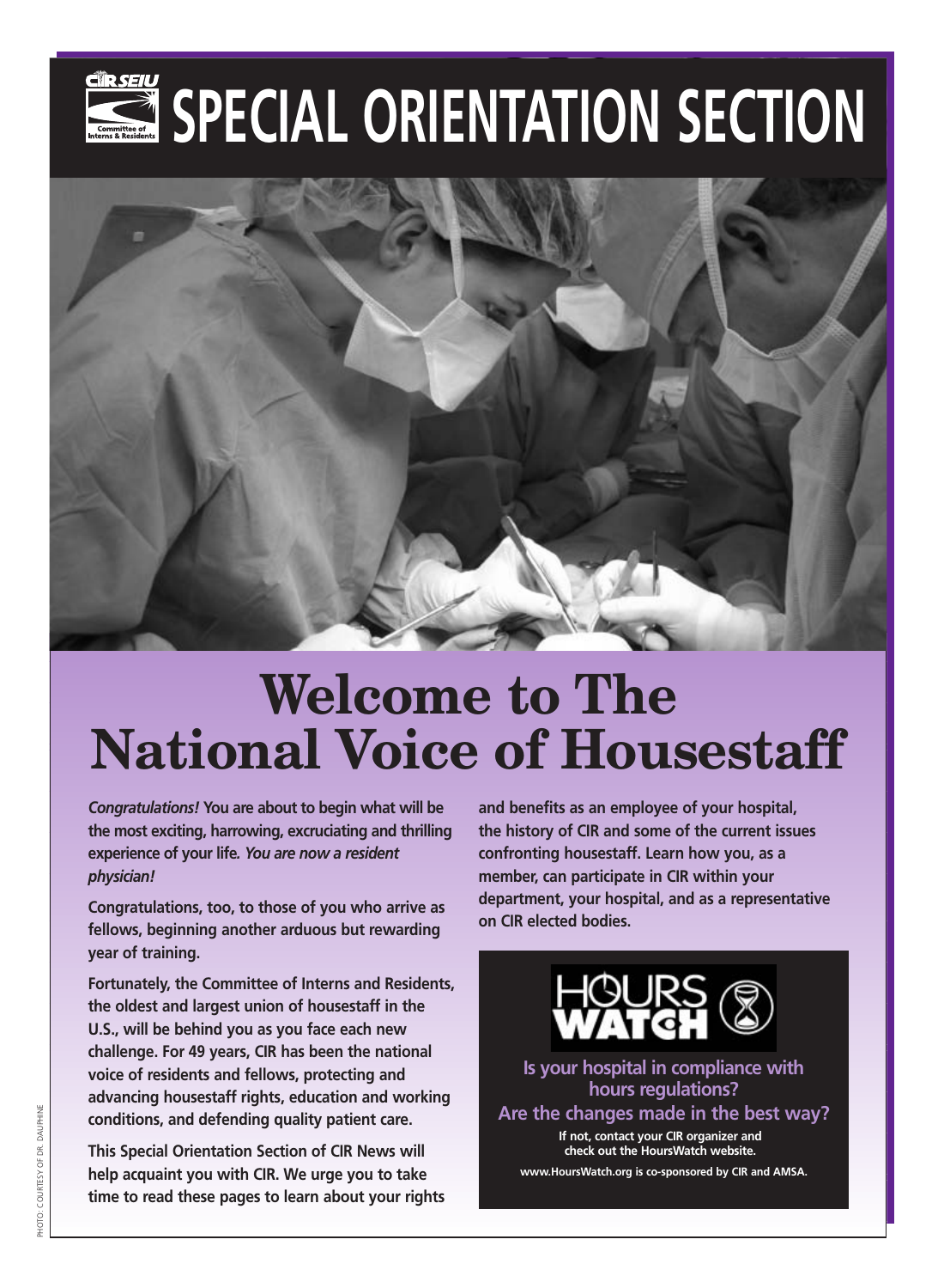# SPECIAL ORIENTATION SECTION

# Welcome to The National Voice of Housestaff

***Congratulations!*** **You are about to begin what will be the most exciting, harrowing, excruciating and thrilling experience of your life.** ***You are now a resident physician!***

**Congratulations, too, to those of you who arrive as fellows, beginning another arduous but rewarding year of training.**

**Fortunately, the Committee of Interns and Residents, the oldest and largest union of housestaff in the U.S., will be behind you as you face each new challenge. For 49 years, CIR has been the national voice of residents and fellows, protecting and advancing housestaff rights, education and working conditions, and defending quality patient care.**

**This Special Orientation Section of CIR News will help acquaint you with CIR. We urge you to take time to read these pages to learn about your rights and benefits as an employee of your hospital, the history of CIR and some of the current issues confronting housestaff. Learn how you, as a member, can participate in CIR within your department, your hospital, and as a representative on CIR elected bodies.**

**HOURS WATCH**

**Is your hospital in compliance with hours regulations?**

**Are the changes made in the best way?**

**If not, contact your CIR organizer and check out the HoursWatch website.**

**www.HoursWatch.org is co-sponsored by CIR and AMSA.**

PHOTO: COURTESY OF DR. DAUPHINE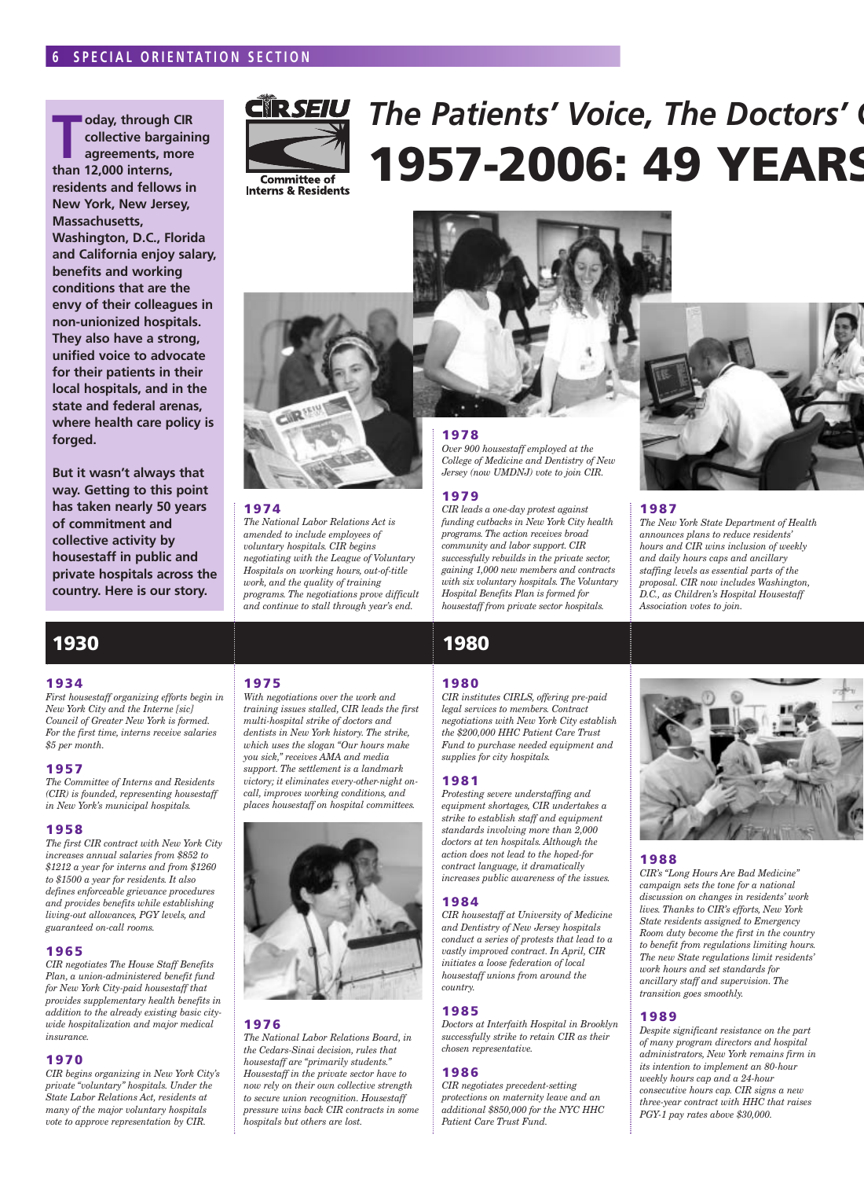**Today, through CIR collective bargaining agreements, more than 12,000 interns, residents and fellows in New York, New Jersey, Massachusetts, Washington, D.C., Florida and California enjoy salary, benefits and working conditions that are the envy of their colleagues in non-unionized hospitals. They also have a strong, unified voice to advocate for their patients in their local hospitals, and in the state and federal arenas, where health care policy is forged.**

**But it wasn't always that way. Getting to this point has taken nearly 50 years of commitment and collective activity by housestaff in public and private hospitals across the country. Here is our story.**

CIR SEIU Committee of Interns & Residents

# The Patients' Voice, The Doctors' (

# 1957-2006: 49 YEARS

## 1930

### 1934

*First housestaff organizing efforts begin in New York City and the Interne [sic] Council of Greater New York is formed. For the first time, interns receive salaries $5 per month.*

### 1957

*The Committee of Interns and Residents (CIR) is founded, representing housestaff in New York's municipal hospitals.*

### 1958

*The first CIR contract with New York City increases annual salaries from $852 to $1212 a year for interns and from $1260 to $1500 a year for residents. It also defines enforceable grievance procedures and provides benefits while establishing living-out allowances, PGY levels, and guaranteed on-call rooms.*

### 1965

*CIR negotiates The House Staff Benefits Plan, a union-administered benefit fund for New York City-paid housestaff that provides supplementary health benefits in addition to the already existing basic city-wide hospitalization and major medical insurance.*

### 1970

*CIR begins organizing in New York City's private "voluntary" hospitals. Under the State Labor Relations Act, residents at many of the major voluntary hospitals vote to approve representation by CIR.*

### 1974

*The National Labor Relations Act is amended to include employees of voluntary hospitals. CIR begins negotiating with the League of Voluntary Hospitals on working hours, out-of-title work, and the quality of training programs. The negotiations prove difficult and continue to stall through year's end.*

### 1975

*With negotiations over the work and training issues stalled, CIR leads the first multi-hospital strike of doctors and dentists in New York history. The strike, which uses the slogan "Our hours make you sick," receives AMA and media support. The settlement is a landmark victory; it eliminates every-other-night on-call, improves working conditions, and places housestaff on hospital committees.*

### 1976

*The National Labor Relations Board, in the Cedars-Sinai decision, rules that housestaff are "primarily students." Housestaff in the private sector have to now rely on their own collective strength to secure union recognition. Housestaff pressure wins back CIR contracts in some hospitals but others are lost.*

### 1978

*Over 900 housestaff employed at the College of Medicine and Dentistry of New Jersey (now UMDNJ) vote to join CIR.*

### 1979

*CIR leads a one-day protest against funding cutbacks in New York City health programs. The action receives broad community and labor support. CIR successfully rebuilds in the private sector, gaining 1,000 new members and contracts with six voluntary hospitals. The Voluntary Hospital Benefits Plan is formed for housestaff from private sector hospitals.*

## 1980

### 1980

*CIR institutes CIRLS, offering pre-paid legal services to members. Contract negotiations with New York City establish the $200,000 HHC Patient Care Trust Fund to purchase needed equipment and supplies for city hospitals.*

### 1981

*Protesting severe understaffing and equipment shortages, CIR undertakes a strike to establish staff and equipment standards involving more than 2,000 doctors at ten hospitals. Although the action does not lead to the hoped-for contract language, it dramatically increases public awareness of the issues.*

### 1984

*CIR housestaff at University of Medicine and Dentistry of New Jersey hospitals conduct a series of protests that lead to a vastly improved contract. In April, CIR initiates a loose federation of local housestaff unions from around the country.*

### 1985

*Doctors at Interfaith Hospital in Brooklyn successfully strike to retain CIR as their chosen representative.*

### 1986

*CIR negotiates precedent-setting protections on maternity leave and an additional $850,000 for the NYC HHC Patient Care Trust Fund.*

### 1987

*The New York State Department of Health announces plans to reduce residents' hours and CIR wins inclusion of weekly and daily hours caps and ancillary staffing levels as essential parts of the proposal. CIR now includes Washington, D.C., as Children's Hospital Housestaff Association votes to join.*

### 1988

*CIR's "Long Hours Are Bad Medicine" campaign sets the tone for a national discussion on changes in residents' work lives. Thanks to CIR's efforts, New York State residents assigned to Emergency Room duty become the first in the country to benefit from regulations limiting hours. The new State regulations limit residents' work hours and set standards for ancillary staff and supervision. The transition goes smoothly.*

### 1989

*Despite significant resistance on the part of many program directors and hospital administrators, New York remains firm in its intention to implement an 80-hour weekly hours cap and a 24-hour consecutive hours cap. CIR signs a new three-year contract with HHC that raises PGY-1 pay rates above $30,000.*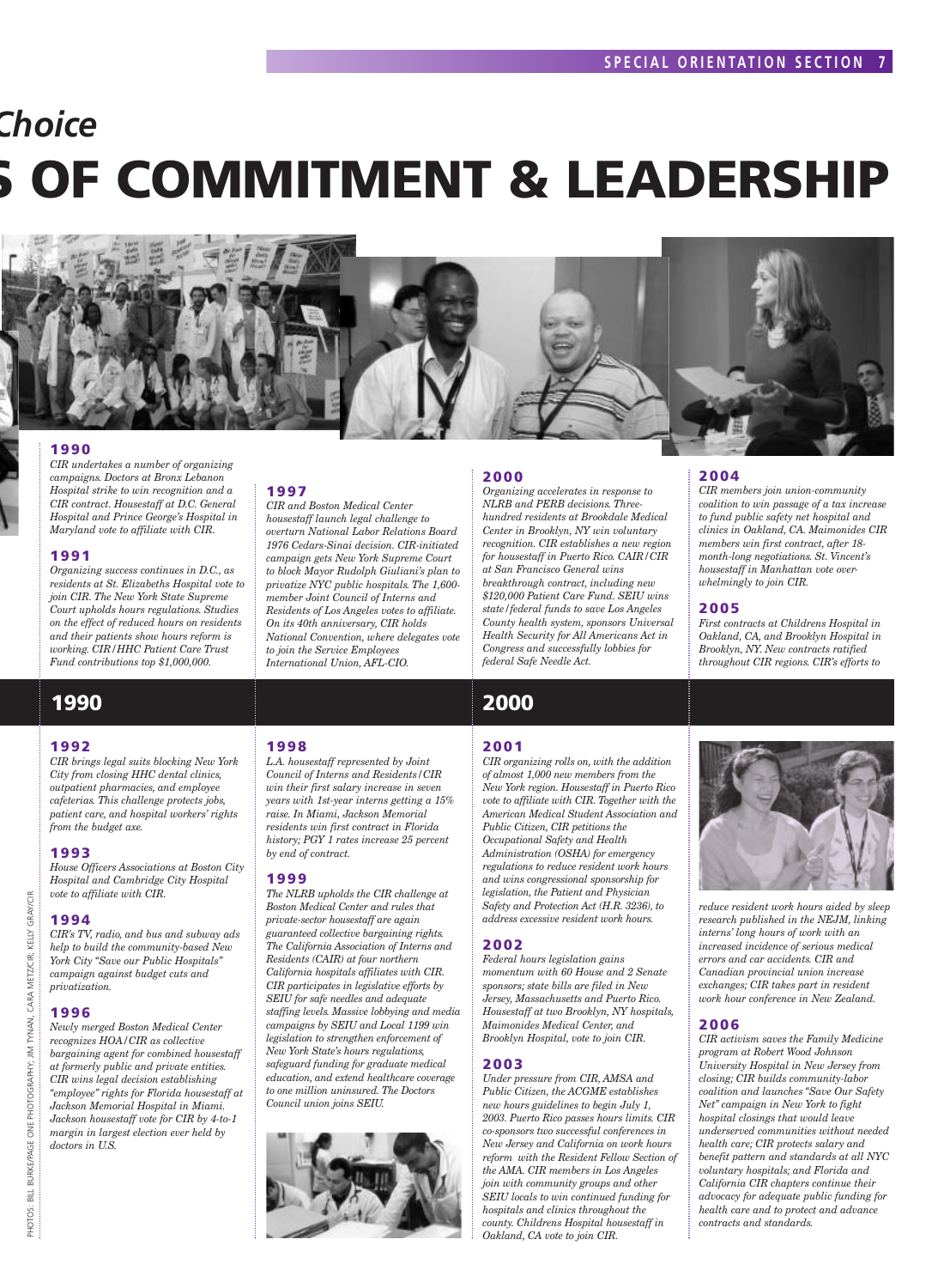# Choice

# S OF COMMITMENT & LEADERSHIP

## 1990

### 1990

*CIR undertakes a number of organizing campaigns. Doctors at Bronx Lebanon Hospital strike to win recognition and a CIR contract. Housestaff at D.C. General Hospital and Prince George's Hospital in Maryland vote to affiliate with CIR.*

### 1991

*Organizing success continues in D.C., as residents at St. Elizabeths Hospital vote to join CIR. The New York State Supreme Court upholds hours regulations. Studies on the effect of reduced hours on residents and their patients show hours reform is working. CIR/HHC Patient Care Trust Fund contributions top $1,000,000.*

### 1992

*CIR brings legal suits blocking New York City from closing HHC dental clinics, outpatient pharmacies, and employee cafeterias. This challenge protects jobs, patient care, and hospital workers' rights from the budget axe.*

### 1993

*House Officers Associations at Boston City Hospital and Cambridge City Hospital vote to affiliate with CIR.*

### 1994

*CIR's TV, radio, and bus and subway ads help to build the community-based New York City "Save our Public Hospitals" campaign against budget cuts and privatization.*

### 1996

*Newly merged Boston Medical Center recognizes HOA/CIR as collective bargaining agent for combined housestaff at formerly public and private entities. CIR wins legal decision establishing "employee" rights for Florida housestaff at Jackson Memorial Hospital in Miami. Jackson housestaff vote for CIR by 4-to-1 margin in largest election ever held by doctors in U.S.*

### 1997

*CIR and Boston Medical Center housestaff launch legal challenge to overturn National Labor Relations Board 1976 Cedars-Sinai decision. CIR-initiated campaign gets New York Supreme Court to block Mayor Rudolph Giuliani's plan to privatize NYC public hospitals. The 1,600-member Joint Council of Interns and Residents of Los Angeles votes to affiliate. On its 40th anniversary, CIR holds National Convention, where delegates vote to join the Service Employees International Union, AFL-CIO.*

### 1998

*L.A. housestaff represented by Joint Council of Interns and Residents/CIR win their first salary increase in seven years with 1st-year interns getting a 15% raise. In Miami, Jackson Memorial residents win first contract in Florida history; PGY 1 rates increase 25 percent by end of contract.*

### 1999

*The NLRB upholds the CIR challenge at Boston Medical Center and rules that private-sector housestaff are again guaranteed collective bargaining rights. The California Association of Interns and Residents (CAIR) at four northern California hospitals affiliates with CIR. CIR participates in legislative efforts by SEIU for safe needles and adequate staffing levels. Massive lobbying and media campaigns by SEIU and Local 1199 win legislation to strengthen enforcement of New York State's hours regulations, safeguard funding for graduate medical education, and extend healthcare coverage to one million uninsured. The Doctors Council union joins SEIU.*

## 2000

### 2000

*Organizing accelerates in response to NLRB and PERB decisions. Three-hundred residents at Brookdale Medical Center in Brooklyn, NY win voluntary recognition. CIR establishes a new region for housestaff in Puerto Rico. CAIR/CIR at San Francisco General wins breakthrough contract, including new $120,000 Patient Care Fund. SEIU wins state/federal funds to save Los Angeles County health system, sponsors Universal Health Security for All Americans Act in Congress and successfully lobbies for federal Safe Needle Act.*

### 2001

*CIR organizing rolls on, with the addition of almost 1,000 new members from the New York region. Housestaff in Puerto Rico vote to affiliate with CIR. Together with the American Medical Student Association and Public Citizen, CIR petitions the Occupational Safety and Health Administration (OSHA) for emergency regulations to reduce resident work hours and wins congressional sponsorship for legislation, the Patient and Physician Safety and Protection Act (H.R. 3236), to address excessive resident work hours.*

### 2002

*Federal hours legislation gains momentum with 60 House and 2 Senate sponsors; state bills are filed in New Jersey, Massachusetts and Puerto Rico. Housestaff at two Brooklyn, NY hospitals, Maimonides Medical Center, and Brooklyn Hospital, vote to join CIR.*

### 2003

*Under pressure from CIR, AMSA and Public Citizen, the ACGME establishes new hours guidelines to begin July 1, 2003. Puerto Rico passes hours limits. CIR co-sponsors two successful conferences in New Jersey and California on work hours reform with the Resident Fellow Section of the AMA. CIR members in Los Angeles join with community groups and other SEIU locals to win continued funding for hospitals and clinics throughout the county. Childrens Hospital housestaff in Oakland, CA vote to join CIR.*

### 2004

*CIR members join union-community coalition to win passage of a tax increase to fund public safety net hospital and clinics in Oakland, CA. Maimonides CIR members win first contract, after 18-month-long negotiations. St. Vincent's housestaff in Manhattan vote overwhelmingly to join CIR.*

### 2005

*First contracts at Childrens Hospital in Oakland, CA, and Brooklyn Hospital in Brooklyn, NY. New contracts ratified throughout CIR regions. CIR's efforts to reduce resident work hours aided by sleep research published in the NEJM, linking interns' long hours of work with an increased incidence of serious medical errors and car accidents. CIR and Canadian provincial union increase exchanges; CIR takes part in resident work hour conference in New Zealand.*

### 2006

*CIR activism saves the Family Medicine program at Robert Wood Johnson University Hospital in New Jersey from closing; CIR builds community-labor coalition and launches "Save Our Safety Net" campaign in New York to fight hospital closings that would leave underserved communities without needed health care; CIR protects salary and benefit pattern and standards at all NYC voluntary hospitals; and Florida and California CIR chapters continue their advocacy for adequate public funding for health care and to protect and advance contracts and standards.*

PHOTOS: BILL BURKE/PAGE ONE PHOTOGRAPHY; JIM TYNAN; CARA METZ/CIR; KELLY GRAY/CIR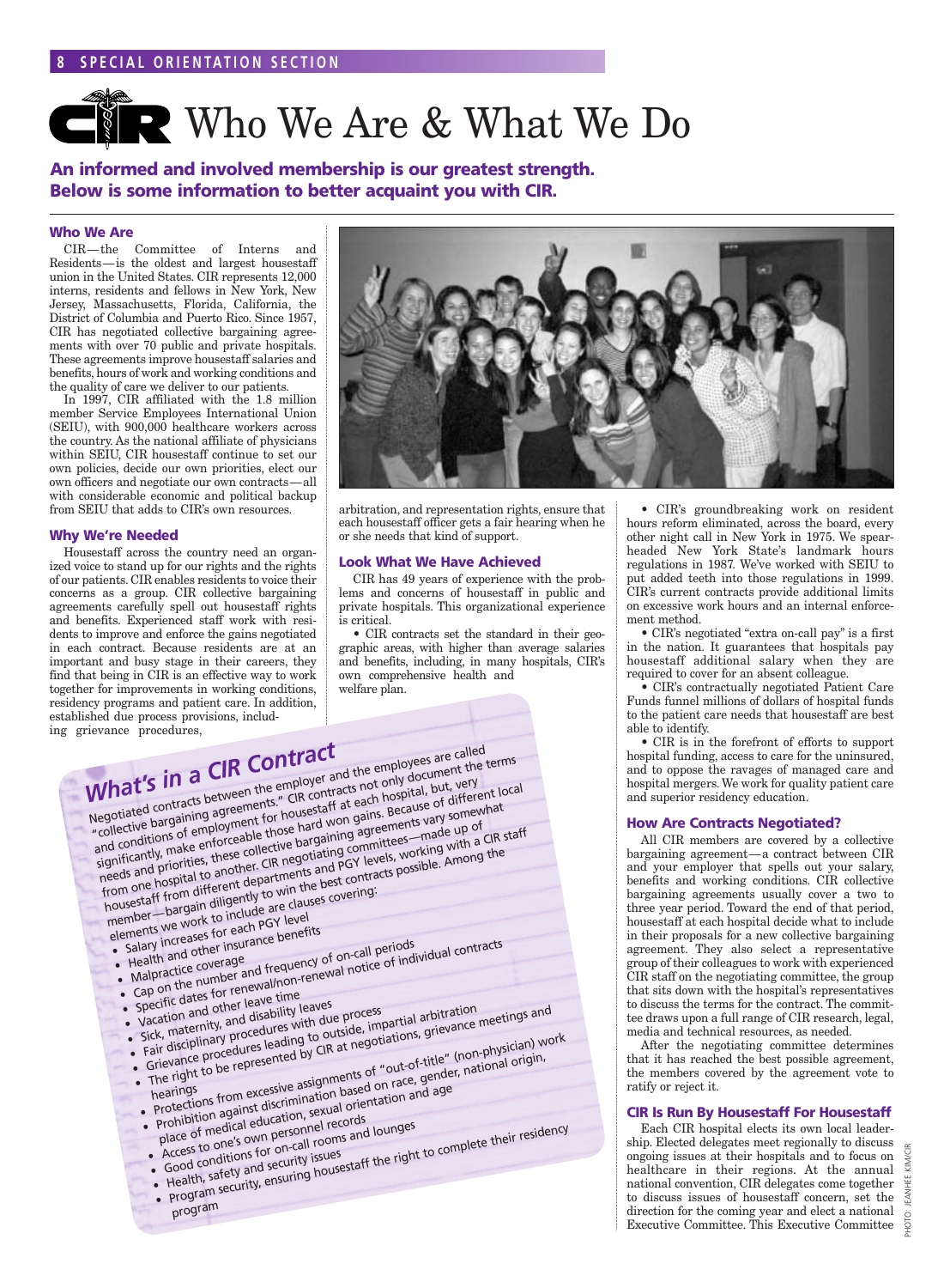# Who We Are & What We Do

**An informed and involved membership is our greatest strength. Below is some information to better acquaint you with CIR.**

### Who We Are

CIR—the Committee of Interns and Residents—is the oldest and largest housestaff union in the United States. CIR represents 12,000 interns, residents and fellows in New York, New Jersey, Massachusetts, Florida, California, the District of Columbia and Puerto Rico. Since 1957, CIR has negotiated collective bargaining agreements with over 70 public and private hospitals. These agreements improve housestaff salaries and benefits, hours of work and working conditions and the quality of care we deliver to our patients.

In 1997, CIR affiliated with the 1.8 million member Service Employees International Union (SEIU), with 900,000 healthcare workers across the country. As the national affiliate of physicians within SEIU, CIR housestaff continue to set our own policies, decide our own priorities, elect our own officers and negotiate our own contracts—all with considerable economic and political backup from SEIU that adds to CIR's own resources.

### Why We're Needed

Housestaff across the country need an organized voice to stand up for our rights and the rights of our patients. CIR enables residents to voice their concerns as a group. CIR collective bargaining agreements carefully spell out housestaff rights and benefits. Experienced staff work with residents to improve and enforce the gains negotiated in each contract. Because residents are at an important and busy stage in their careers, they find that being in CIR is an effective way to work together for improvements in working conditions, residency programs and patient care. In addition, established due process provisions, including grievance procedures, arbitration, and representation rights, ensure that each housestaff officer gets a fair hearing when he or she needs that kind of support.

### Look What We Have Achieved

CIR has 49 years of experience with the problems and concerns of housestaff in public and private hospitals. This organizational experience is critical.

- CIR contracts set the standard in their geographic areas, with higher than average salaries and benefits, including, in many hospitals, CIR's own comprehensive health and welfare plan.
- CIR's groundbreaking work on resident hours reform eliminated, across the board, every other night call in New York in 1975. We spearheaded New York State's landmark hours regulations in 1987. We've worked with SEIU to put added teeth into those regulations in 1999. CIR's current contracts provide additional limits on excessive work hours and an internal enforcement method.
- CIR's negotiated "extra on-call pay" is a first in the nation. It guarantees that hospitals pay housestaff additional salary when they are required to cover for an absent colleague.
- CIR's contractually negotiated Patient Care Funds funnel millions of dollars of hospital funds to the patient care needs that housestaff are best able to identify.
- CIR is in the forefront of efforts to support hospital funding, access to care for the uninsured, and to oppose the ravages of managed care and hospital mergers. We work for quality patient care and superior residency education.

### How Are Contracts Negotiated?

All CIR members are covered by a collective bargaining agreement—a contract between CIR and your employer that spells out your salary, benefits and working conditions. CIR collective bargaining agreements usually cover a two to three year period. Toward the end of that period, housestaff at each hospital decide what to include in their proposals for a new collective bargaining agreement. They also select a representative group of their colleagues to work with experienced CIR staff on the negotiating committee, the group that sits down with the hospital's representatives to discuss the terms for the contract. The committee draws upon a full range of CIR research, legal, media and technical resources, as needed.

After the negotiating committee determines that it has reached the best possible agreement, the members covered by the agreement vote to ratify or reject it.

### CIR Is Run By Housestaff For Housestaff

Each CIR hospital elects its own local leadership. Elected delegates meet regionally to discuss ongoing issues at their hospitals and to focus on healthcare in their regions. At the annual national convention, CIR delegates come together to discuss issues of housestaff concern, set the direction for the coming year and elect a national Executive Committee. This Executive Committee

## What's in a CIR Contract

Negotiated contracts between the employer and the employees are called "collective bargaining agreements." CIR contracts not only document the terms and conditions of employment for housestaff at each hospital, but, very significantly, make enforceable those hard won gains. Because of different local needs and priorities, these collective bargaining agreements vary somewhat from one hospital to another. CIR negotiating committees—made up of housestaff from different departments and PGY levels, working with a CIR staff member—bargain diligently to win the best contracts possible. Among the elements we work to include are clauses covering:

- Salary increases for each PGY level
- Health and other insurance benefits
- Malpractice coverage
- Cap on the number and frequency of on-call periods
- Specific dates for renewal/non-renewal notice of individual contracts
- Vacation and other leave time
- Sick, maternity, and disability leaves
- Fair disciplinary procedures with due process
- Grievance procedures leading to outside, impartial arbitration
- The right to be represented by CIR at negotiations, grievance meetings and hearings
- Protections from excessive assignments of "out-of-title" (non-physician) work
- Prohibition against discrimination based on race, gender, national origin, place of medical education, sexual orientation and age
- Access to one's own personnel records
- Good conditions for on-call rooms and lounges
- Health, safety and security issues
- Program security, ensuring housestaff the right to complete their residency program

PHOTO: JEANHEE KIM/CIR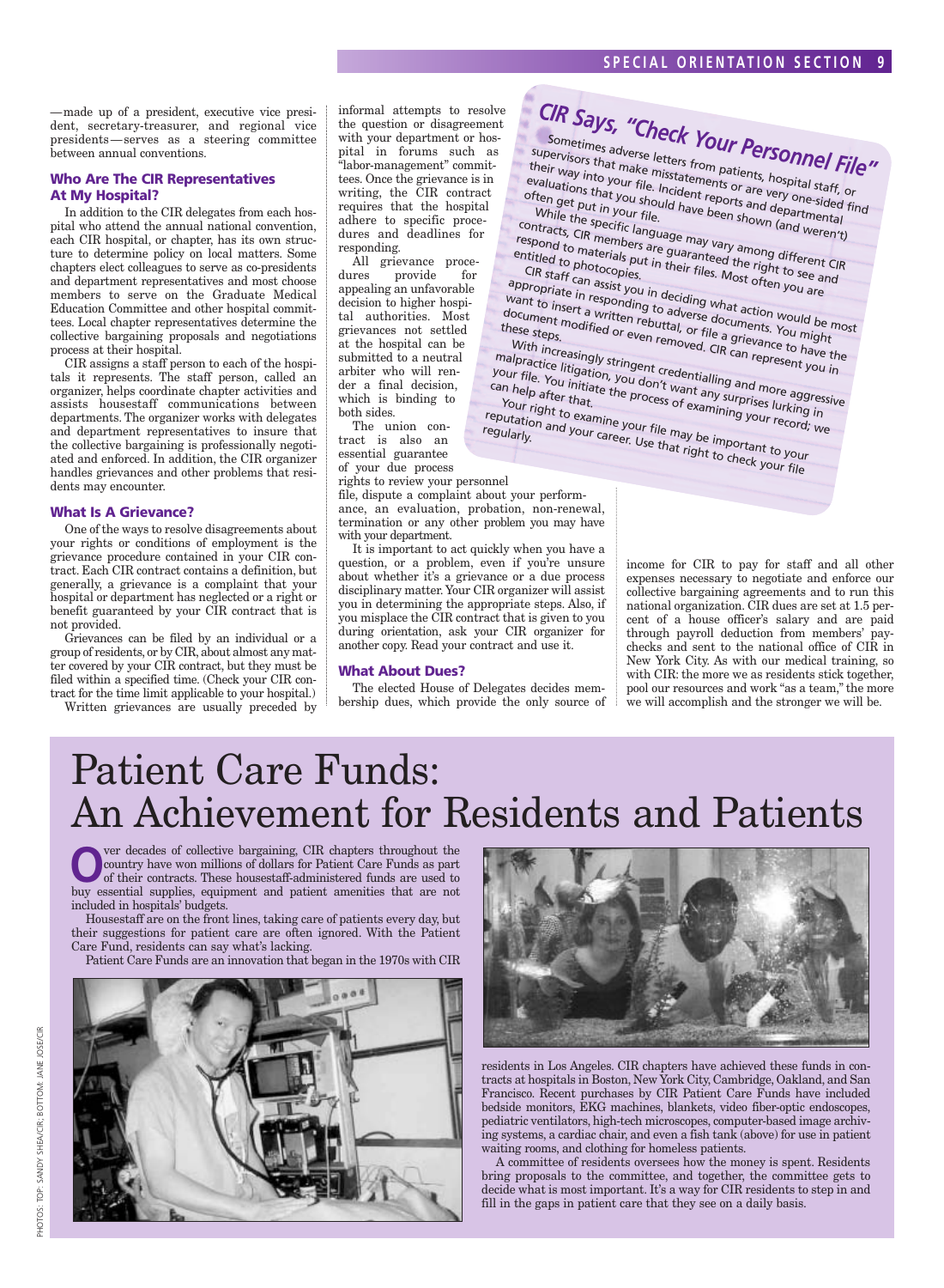—made up of a president, executive vice president, secretary-treasurer, and regional vice presidents—serves as a steering committee between annual conventions.

### Who Are The CIR Representatives At My Hospital?

In addition to the CIR delegates from each hospital who attend the annual national convention, each CIR hospital, or chapter, has its own structure to determine policy on local matters. Some chapters elect colleagues to serve as co-presidents and department representatives and most choose members to serve on the Graduate Medical Education Committee and other hospital committees. Local chapter representatives determine the collective bargaining proposals and negotiations process at their hospital.

CIR assigns a staff person to each of the hospitals it represents. The staff person, called an organizer, helps coordinate chapter activities and assists housestaff communications between departments. The organizer works with delegates and department representatives to insure that the collective bargaining is professionally negotiated and enforced. In addition, the CIR organizer handles grievances and other problems that residents may encounter.

### What Is A Grievance?

One of the ways to resolve disagreements about your rights or conditions of employment is the grievance procedure contained in your CIR contract. Each CIR contract contains a definition, but generally, a grievance is a complaint that your hospital or department has neglected or a right or benefit guaranteed by your CIR contract that is not provided.

Grievances can be filed by an individual or a group of residents, or by CIR, about almost any matter covered by your CIR contract, but they must be filed within a specified time. (Check your CIR contract for the time limit applicable to your hospital.)

Written grievances are usually preceded by informal attempts to resolve the question or disagreement with your department or hospital in forums such as "labor-management" committees. Once the grievance is in writing, the CIR contract requires that the hospital adhere to specific procedures and deadlines for responding.

All grievance procedures provide for appealing an unfavorable decision to higher hospital authorities. Most grievances not settled at the hospital can be submitted to a neutral arbiter who will render a final decision, which is binding to both sides.

The union contract is also an essential guarantee of your due process rights to review your personnel file, dispute a complaint about your performance, an evaluation, probation, non-renewal, termination or any other problem you may have with your department.

It is important to act quickly when you have a question, or a problem, even if you're unsure about whether it's a grievance or a due process disciplinary matter. Your CIR organizer will assist you in determining the appropriate steps. Also, if you misplace the CIR contract that is given to you during orientation, ask your CIR organizer for another copy. Read your contract and use it.

### What About Dues?

The elected House of Delegates decides membership dues, which provide the only source of income for CIR to pay for staff and all other expenses necessary to negotiate and enforce our collective bargaining agreements and to run this national organization. CIR dues are set at 1.5 percent of a house officer's salary and are paid through payroll deduction from members' paychecks and sent to the national office of CIR in New York City. As with our medical training, so with CIR: the more we as residents stick together, pool our resources and work "as a team," the more we will accomplish and the stronger we will be.

## CIR Says, "Check Your Personnel File"

Sometimes adverse letters from patients, hospital staff, or supervisors that make misstatements or are very one-sided find their way into your file. Incident reports and departmental evaluations that you should have been shown (and weren't) often get put in your file.

While the specific language may vary among different CIR contracts, CIR members are guaranteed the right to see and respond to materials put in their files. Most often you are entitled to photocopies.

CIR staff can assist you in deciding what action would be most appropriate in responding to adverse documents. You might want to insert a written rebuttal, or file a grievance to have the document modified or even removed. CIR can represent you in these steps.

With increasingly stringent credentialling and more aggressive malpractice litigation, you don't want any surprises lurking in your file. You initiate the process of examining your record; we can help after that.

Your right to examine your file may be important to your reputation and your career. Use that right to check your file regularly.

# Patient Care Funds: An Achievement for Residents and Patients

Over decades of collective bargaining, CIR chapters throughout the country have won millions of dollars for Patient Care Funds as part of their contracts. These housestaff-administered funds are used to buy essential supplies, equipment and patient amenities that are not included in hospitals' budgets.

Housestaff are on the front lines, taking care of patients every day, but their suggestions for patient care are often ignored. With the Patient Care Fund, residents can say what's lacking.

Patient Care Funds are an innovation that began in the 1970s with CIR residents in Los Angeles. CIR chapters have achieved these funds in contracts at hospitals in Boston, New York City, Cambridge, Oakland, and San Francisco. Recent purchases by CIR Patient Care Funds have included bedside monitors, EKG machines, blankets, video fiber-optic endoscopes, pediatric ventilators, high-tech microscopes, computer-based image archiving systems, a cardiac chair, and even a fish tank (above) for use in patient waiting rooms, and clothing for homeless patients.

A committee of residents oversees how the money is spent. Residents bring proposals to the committee, and together, the committee gets to decide what is most important. It's a way for CIR residents to step in and fill in the gaps in patient care that they see on a daily basis.

PHOTOS: TOP: SANDY SHEA/CIR; BOTTOM: JANE JOSE/CIR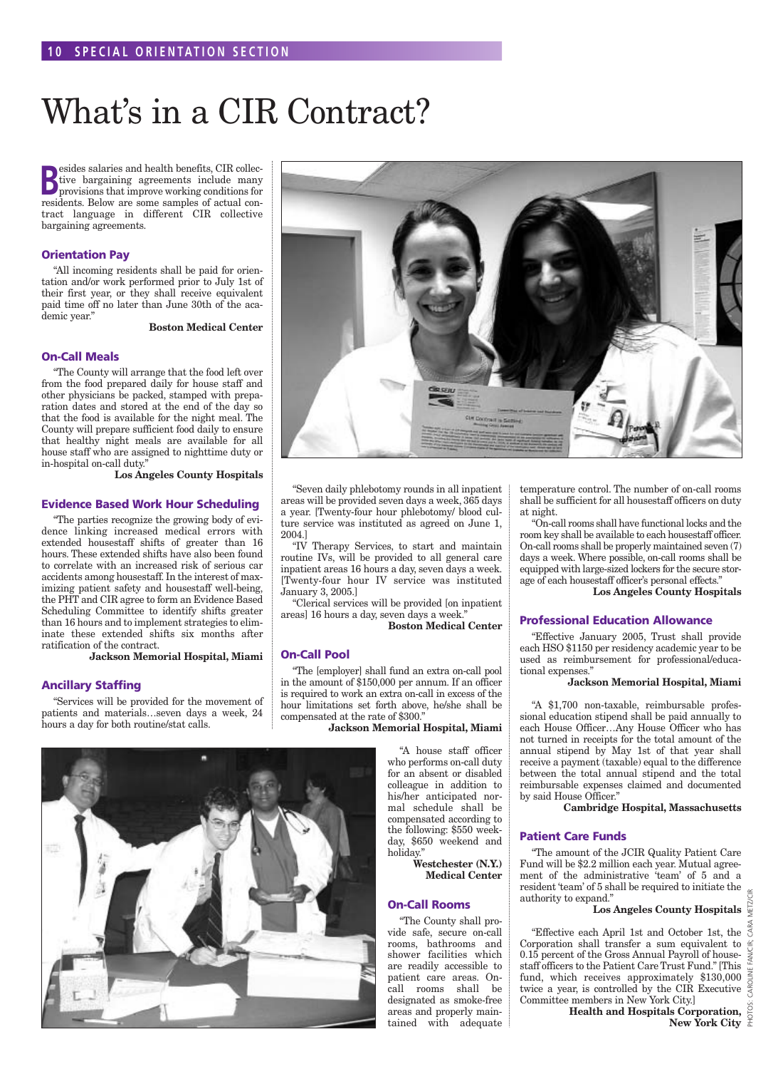# What's in a CIR Contract?

Besides salaries and health benefits, CIR collective bargaining agreements include many provisions that improve working conditions for residents. Below are some samples of actual contract language in different CIR collective bargaining agreements.

### Orientation Pay

"All incoming residents shall be paid for orientation and/or work performed prior to July 1st of their first year, or they shall receive equivalent paid time off no later than June 30th of the academic year."

**Boston Medical Center**

### On-Call Meals

"The County will arrange that the food left over from the food prepared daily for house staff and other physicians be packed, stamped with preparation dates and stored at the end of the day so that the food is available for the night meal. The County will prepare sufficient food daily to ensure that healthy night meals are available for all house staff who are assigned to nighttime duty or in-hospital on-call duty."

**Los Angeles County Hospitals**

### Evidence Based Work Hour Scheduling

"The parties recognize the growing body of evidence linking increased medical errors with extended housestaff shifts of greater than 16 hours. These extended shifts have also been found to correlate with an increased risk of serious car accidents among housestaff. In the interest of maximizing patient safety and housestaff well-being, the PHT and CIR agree to form an Evidence Based Scheduling Committee to identify shifts greater than 16 hours and to implement strategies to eliminate these extended shifts six months after ratification of the contract.

**Jackson Memorial Hospital, Miami**

### Ancillary Staffing

"Services will be provided for the movement of patients and materials…seven days a week, 24 hours a day for both routine/stat calls.

"Seven daily phlebotomy rounds in all inpatient areas will be provided seven days a week, 365 days a year. [Twenty-four hour phlebotomy/ blood culture service was instituted as agreed on June 1, 2004.]

"IV Therapy Services, to start and maintain routine IVs, will be provided to all general care inpatient areas 16 hours a day, seven days a week. [Twenty-four hour IV service was instituted January 3, 2005.]

"Clerical services will be provided [on inpatient areas] 16 hours a day, seven days a week."

**Boston Medical Center**

### On-Call Pool

"The [employer] shall fund an extra on-call pool in the amount of $150,000 per annum. If an officer is required to work an extra on-call in excess of the hour limitations set forth above, he/she shall be compensated at the rate of $300."

**Jackson Memorial Hospital, Miami**

"A house staff officer who performs on-call duty for an absent or disabled colleague in addition to his/her anticipated normal schedule shall be compensated according to the following: $550 weekday, $650 weekend and holiday."

**Westchester (N.Y.) Medical Center**

### On-Call Rooms

"The County shall provide safe, secure on-call rooms, bathrooms and shower facilities which are readily accessible to patient care areas. On-call rooms shall be designated as smoke-free areas and properly maintained with adequate temperature control. The number of on-call rooms shall be sufficient for all housestaff officers on duty at night.

"On-call rooms shall have functional locks and the room key shall be available to each housestaff officer. On-call rooms shall be properly maintained seven (7) days a week. Where possible, on-call rooms shall be equipped with large-sized lockers for the secure storage of each housestaff officer's personal effects."

**Los Angeles County Hospitals**

### Professional Education Allowance

"Effective January 2005, Trust shall provide each HSO $1150 per residency academic year to be used as reimbursement for professional/educational expenses."

**Jackson Memorial Hospital, Miami**

"A $1,700 non-taxable, reimbursable professional education stipend shall be paid annually to each House Officer…Any House Officer who has not turned in receipts for the total amount of the annual stipend by May 1st of that year shall receive a payment (taxable) equal to the difference between the total annual stipend and the total reimbursable expenses claimed and documented by said House Officer."

**Cambridge Hospital, Massachusetts**

### Patient Care Funds

"The amount of the JCIR Quality Patient Care Fund will be $2.2 million each year. Mutual agreement of the administrative 'team' of 5 and a resident 'team' of 5 shall be required to initiate the authority to expand."

**Los Angeles County Hospitals**

"Effective each April 1st and October 1st, the Corporation shall transfer a sum equivalent to 0.15 percent of the Gross Annual Payroll of housestaff officers to the Patient Care Trust Fund." [This fund, which receives approximately $130,000 twice a year, is controlled by the CIR Executive Committee members in New York City.]

**Health and Hospitals Corporation, New York City**

PHOTOS: CAROLINE FANCIR; CARA METZ/CIR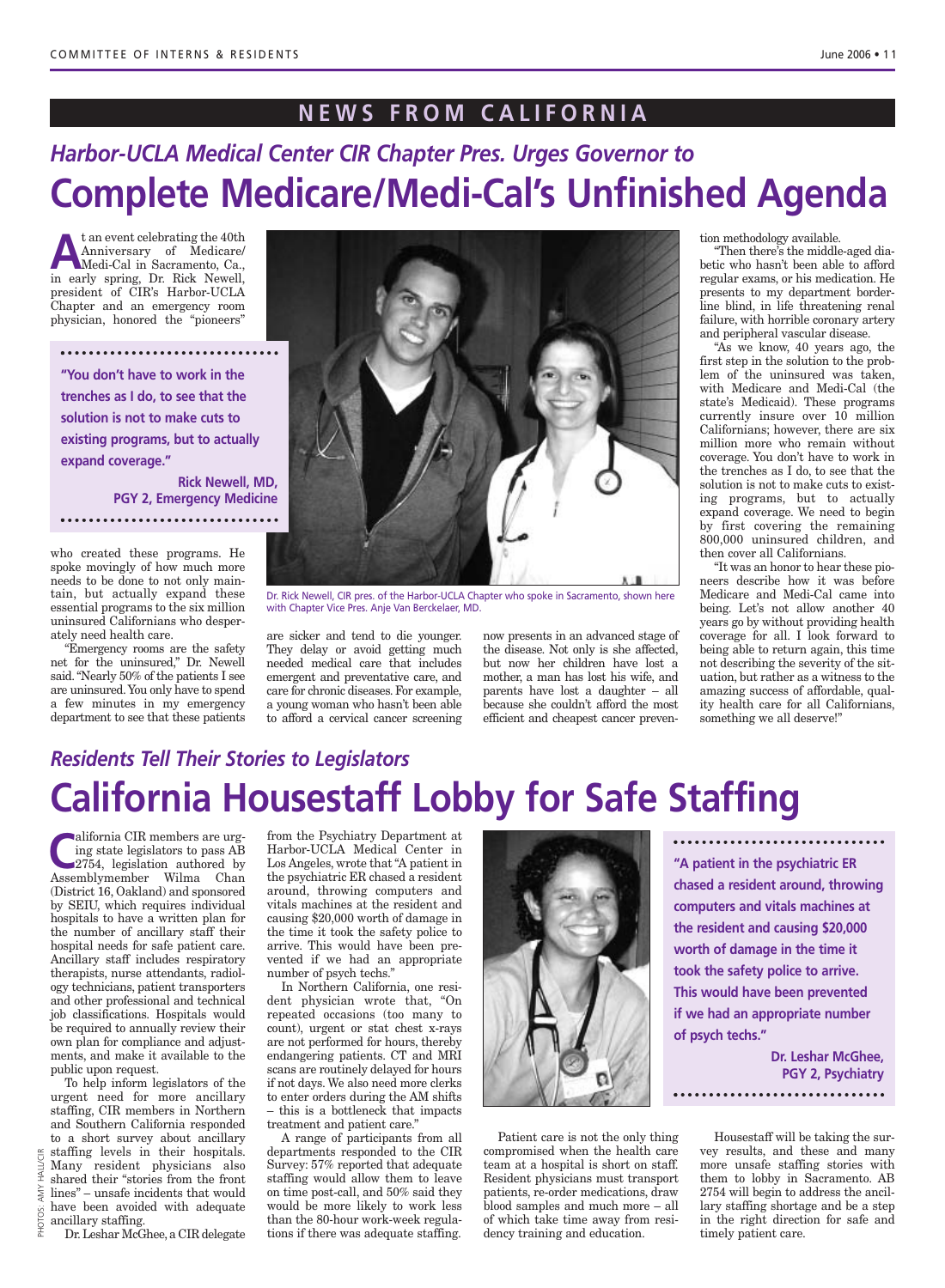## NEWS FROM CALIFORNIA

### *Harbor-UCLA Medical Center CIR Chapter Pres. Urges Governor to*

# Complete Medicare/Medi-Cal's Unfinished Agenda

At an event celebrating the 40th Anniversary of Medicare/Medi-Cal in Sacramento, Ca., in early spring, Dr. Rick Newell, president of CIR's Harbor-UCLA Chapter and an emergency room physician, honored the "pioneers" who created these programs. He spoke movingly of how much more needs to be done to not only maintain, but actually expand these essential programs to the six million uninsured Californians who desperately need health care.

> **"You don't have to work in the trenches as I do, to see that the solution is not to make cuts to existing programs, but to actually expand coverage."**
>
> **Rick Newell, MD, PGY 2, Emergency Medicine**

"Emergency rooms are the safety net for the uninsured," Dr. Newell said. "Nearly 50% of the patients I see are uninsured. You only have to spend a few minutes in my emergency department to see that these patients are sicker and tend to die younger. They delay or avoid getting much needed medical care that includes emergent and preventative care, and care for chronic diseases. For example, a young woman who hasn't been able to afford a cervical cancer screening now presents in an advanced stage of the disease. Not only is she affected, but now her children have lost a mother, a man has lost his wife, and parents have lost a daughter – all because she couldn't afford the most efficient and cheapest cancer prevention methodology available.

"Then there's the middle-aged diabetic who hasn't been able to afford regular exams, or his medication. He presents to my department borderline blind, in life threatening renal failure, with horrible coronary artery and peripheral vascular disease.

"As we know, 40 years ago, the first step in the solution to the problem of the uninsured was taken, with Medicare and Medi-Cal (the state's Medicaid). These programs currently insure over 10 million Californians; however, there are six million more who remain without coverage. You don't have to work in the trenches as I do, to see that the solution is not to make cuts to existing programs, but to actually expand coverage. We need to begin by first covering the remaining 800,000 uninsured children, and then cover all Californians.

"It was an honor to hear these pioneers describe how it was before Medicare and Medi-Cal came into being. Let's not allow another 40 years go by without providing health coverage for all. I look forward to being able to return again, this time not describing the severity of the situation, but rather as a witness to the amazing success of affordable, quality health care for all Californians, something we all deserve!"

Dr. Rick Newell, CIR pres. of the Harbor-UCLA Chapter who spoke in Sacramento, shown here with Chapter Vice Pres. Anje Van Berckelaer, MD.

### *Residents Tell Their Stories to Legislators*

# California Housestaff Lobby for Safe Staffing

California CIR members are urging state legislators to pass AB 2754, legislation authored by Assemblymember Wilma Chan (District 16, Oakland) and sponsored by SEIU, which requires individual hospitals to have a written plan for the number of ancillary staff their hospital needs for safe patient care. Ancillary staff includes respiratory therapists, nurse attendants, radiology technicians, patient transporters and other professional and technical job classifications. Hospitals would be required to annually review their own plan for compliance and adjustments, and make it available to the public upon request.

To help inform legislators of the urgent need for more ancillary staffing, CIR members in Northern and Southern California responded to a short survey about ancillary staffing levels in their hospitals. Many resident physicians also shared their "stories from the front lines" – unsafe incidents that would have been avoided with adequate ancillary staffing.

Dr. Leshar McGhee, a CIR delegate from the Psychiatry Department at Harbor-UCLA Medical Center in Los Angeles, wrote that "A patient in the psychiatric ER chased a resident around, throwing computers and vitals machines at the resident and causing $20,000 worth of damage in the time it took the safety police to arrive. This would have been prevented if we had an appropriate number of psych techs."

In Northern California, one resident physician wrote that, "On repeated occasions (too many to count), urgent or stat chest x-rays are not performed for hours, thereby endangering patients. CT and MRI scans are routinely delayed for hours if not days. We also need more clerks to enter orders during the AM shifts – this is a bottleneck that impacts treatment and patient care."

A range of participants from all departments responded to the CIR Survey: 57% reported that adequate staffing would allow them to leave on time post-call, and 50% said they would be more likely to work less than the 80-hour work-week regulations if there was adequate staffing.

> **"A patient in the psychiatric ER chased a resident around, throwing computers and vitals machines at the resident and causing $20,000 worth of damage in the time it took the safety police to arrive. This would have been prevented if we had an appropriate number of psych techs."**
>
> **Dr. Leshar McGhee, PGY 2, Psychiatry**

Patient care is not the only thing compromised when the health care team at a hospital is short on staff. Resident physicians must transport patients, re-order medications, draw blood samples and much more – all of which take time away from residency training and education.

Housestaff will be taking the survey results, and these and many more unsafe staffing stories with them to lobby in Sacramento. AB 2754 will begin to address the ancillary staffing shortage and be a step in the right direction for safe and timely patient care.

PHOTOS: AMY HALL/CIR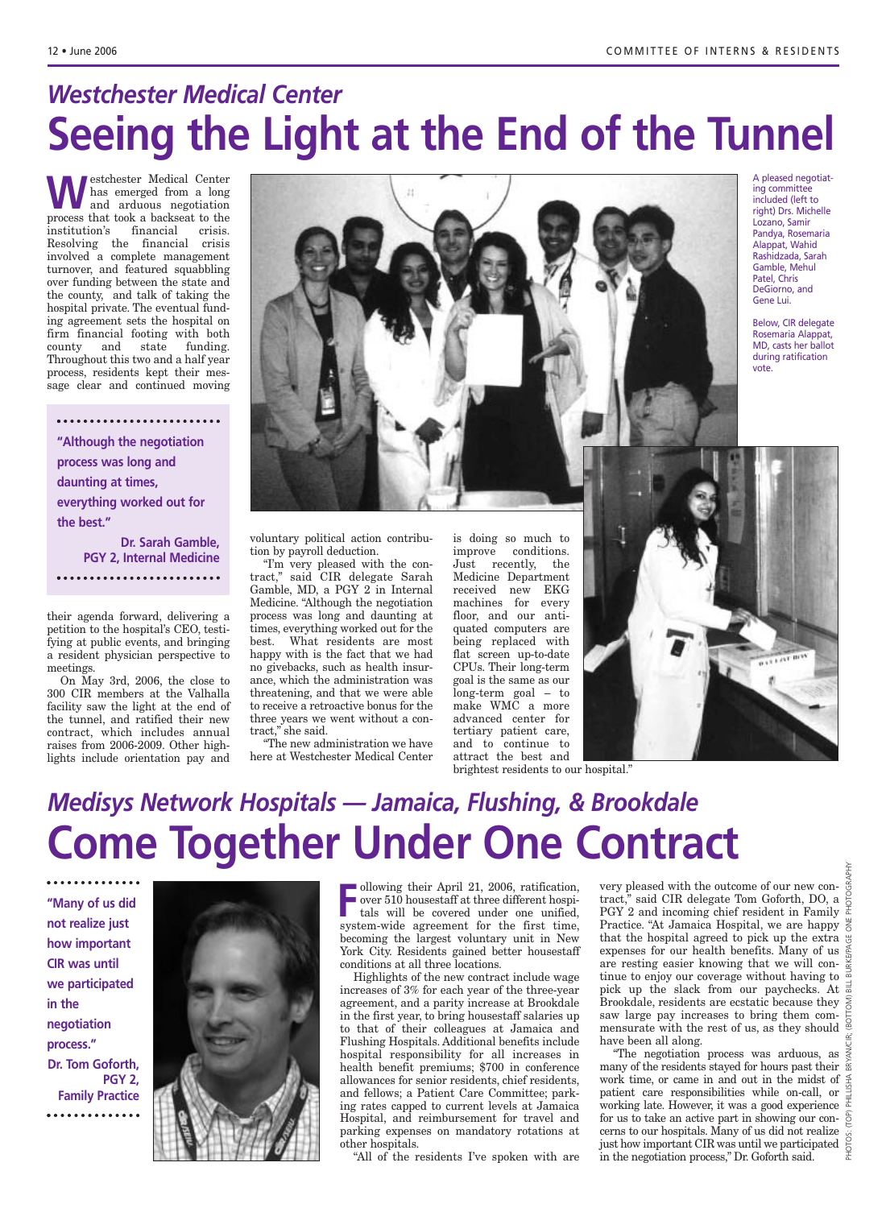## *Westchester Medical Center*

# Seeing the Light at the End of the Tunnel

Westchester Medical Center has emerged from a long and arduous negotiation process that took a backseat to the institution's financial crisis. Resolving the financial crisis involved a complete management turnover, and featured squabbling over funding between the state and the county, and talk of taking the hospital private. The eventual funding agreement sets the hospital on firm financial footing with both county and state funding. Throughout this two and a half year process, residents kept their message clear and continued moving their agenda forward, delivering a petition to the hospital's CEO, testifying at public events, and bringing a resident physician perspective to meetings.

> **"Although the negotiation process was long and daunting at times, everything worked out for the best."**
>
> **Dr. Sarah Gamble, PGY 2, Internal Medicine**

On May 3rd, 2006, the close to 300 CIR members at the Valhalla facility saw the light at the end of the tunnel, and ratified their new contract, which includes annual raises from 2006-2009. Other highlights include orientation pay and voluntary political action contribution by payroll deduction.

"I'm very pleased with the contract," said CIR delegate Sarah Gamble, MD, a PGY 2 in Internal Medicine. "Although the negotiation process was long and daunting at times, everything worked out for the best. What residents are most happy with is the fact that we had no givebacks, such as health insurance, which the administration was threatening, and that we were able to receive a retroactive bonus for the three years we went without a contract," she said.

"The new administration we have here at Westchester Medical Center is doing so much to improve conditions. Just recently, the Medicine Department received new EKG machines for every floor, and our antiquated computers are being replaced with flat screen up-to-date CPUs. Their long-term goal is the same as our long-term goal – to make WMC a more advanced center for tertiary patient care, and to continue to attract the best and brightest residents to our hospital."

A pleased negotiating committee included (left to right) Drs. Michelle Lozano, Samir Pandya, Rosemaria Alappat, Wahid Rashidzada, Sarah Gamble, Mehul Patel, Chris DeGiorno, and Gene Lui.

Below, CIR delegate Rosemaria Alappat, MD, casts her ballot during ratification vote.

## *Medisys Network Hospitals — Jamaica, Flushing, & Brookdale*

# Come Together Under One Contract

> **"Many of us did not realize just how important CIR was until we participated in the negotiation process."**
>
> **Dr. Tom Goforth, PGY 2, Family Practice**

Following their April 21, 2006, ratification, over 510 housestaff at three different hospitals will be covered under one unified, system-wide agreement for the first time, becoming the largest voluntary unit in New York City. Residents gained better housestaff conditions at all three locations.

Highlights of the new contract include wage increases of 3% for each year of the three-year agreement, and a parity increase at Brookdale in the first year, to bring housestaff salaries up to that of their colleagues at Jamaica and Flushing Hospitals. Additional benefits include hospital responsibility for all increases in health benefit premiums; $700 in conference allowances for senior residents, chief residents, and fellows; a Patient Care Committee; parking rates capped to current levels at Jamaica Hospital, and reimbursement for travel and parking expenses on mandatory rotations at other hospitals.

"All of the residents I've spoken with are very pleased with the outcome of our new contract," said CIR delegate Tom Goforth, DO, a PGY 2 and incoming chief resident in Family Practice. "At Jamaica Hospital, we are happy that the hospital agreed to pick up the extra expenses for our health benefits. Many of us are resting easier knowing that we will continue to enjoy our coverage without having to pick up the slack from our paychecks. At Brookdale, residents are ecstatic because they saw large pay increases to bring them commensurate with the rest of us, as they should have been all along.

"The negotiation process was arduous, as many of the residents stayed for hours past their work time, or came in and out in the midst of patient care responsibilities while on-call, or working late. However, it was a good experience for us to take an active part in showing our concerns to our hospitals. Many of us did not realize just how important CIR was until we participated in the negotiation process," Dr. Goforth said.

PHOTOS: (TOP) PHILLISHA BRYANCIR; (BOTTOM) BILL BURKE/PAGE ONE PHOTOGRAPHY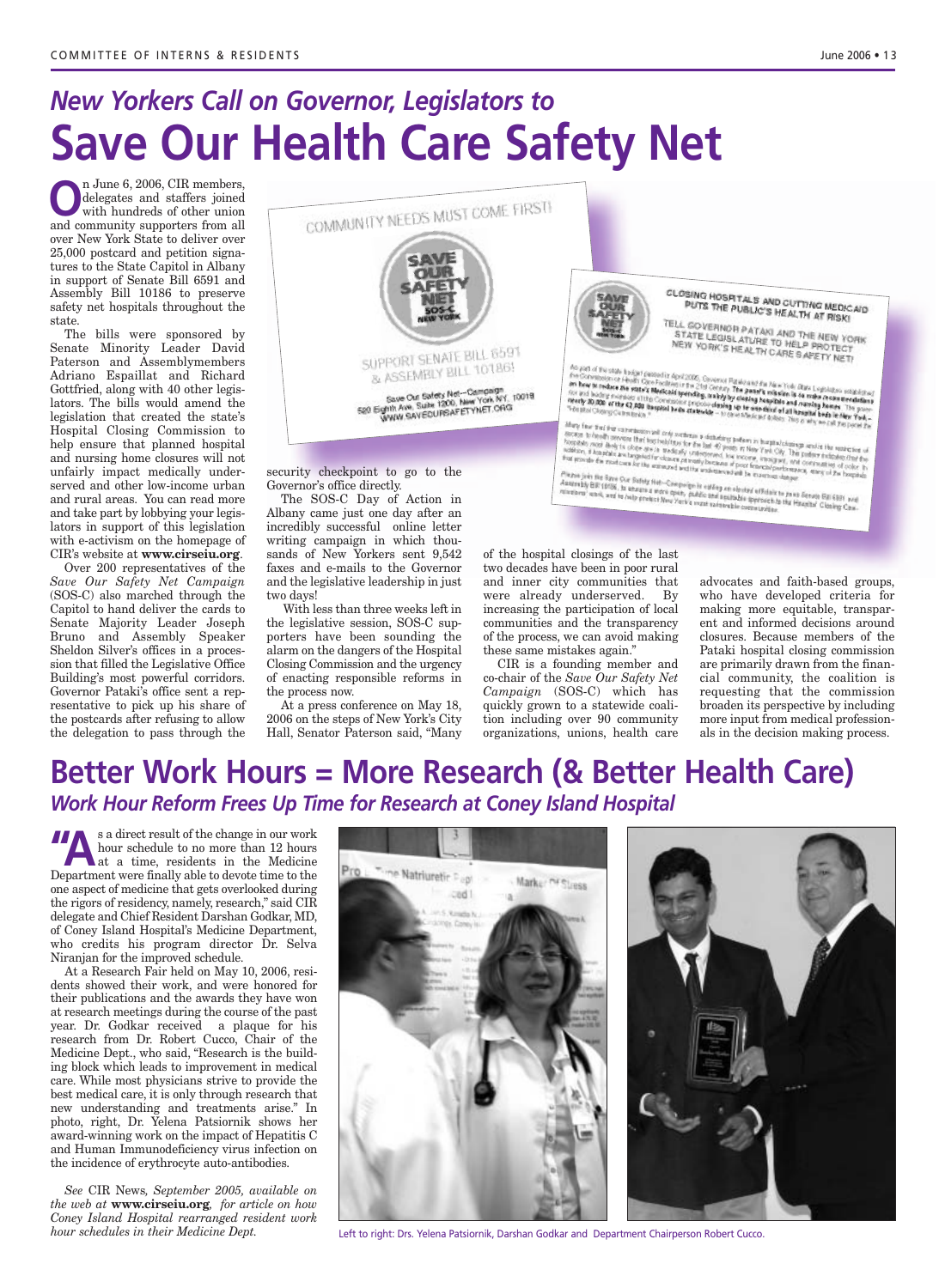# *New Yorkers Call on Governor, Legislators to* Save Our Health Care Safety Net

On June 6, 2006, CIR members, delegates and staffers joined with hundreds of other union and community supporters from all over New York State to deliver over 25,000 postcard and petition signatures to the State Capitol in Albany in support of Senate Bill 6591 and Assembly Bill 10186 to preserve safety net hospitals throughout the state.

The bills were sponsored by Senate Minority Leader David Paterson and Assemblymembers Adriano Espaillat and Richard Gottfried, along with 40 other legislators. The bills would amend the legislation that created the state's Hospital Closing Commission to help ensure that planned hospital and nursing home closures will not unfairly impact medically underserved and other low-income urban and rural areas. You can read more and take part by lobbying your legislators in support of this legislation with e-activism on the homepage of CIR's website at **www.cirseiu.org**.

Over 200 representatives of the *Save Our Safety Net Campaign* (SOS-C) also marched through the Capitol to hand deliver the cards to Senate Majority Leader Joseph Bruno and Assembly Speaker Sheldon Silver's offices in a procession that filled the Legislative Office Building's most powerful corridors. Governor Pataki's office sent a representative to pick up his share of the postcards after refusing to allow the delegation to pass through the security checkpoint to go to the Governor's office directly.

The SOS-C Day of Action in Albany came just one day after an incredibly successful online letter writing campaign in which thousands of New Yorkers sent 9,542 faxes and e-mails to the Governor and the legislative leadership in just two days!

With less than three weeks left in the legislative session, SOS-C supporters have been sounding the alarm on the dangers of the Hospital Closing Commission and the urgency of enacting responsible reforms in the process now.

At a press conference on May 18, 2006 on the steps of New York's City Hall, Senator Paterson said, "Many of the hospital closings of the last two decades have been in poor rural and inner city communities that were already underserved. By increasing the participation of local communities and the transparency of the process, we can avoid making these same mistakes again."

CIR is a founding member and co-chair of the *Save Our Safety Net Campaign* (SOS-C) which has quickly grown to a statewide coalition including over 90 community organizations, unions, health care advocates and faith-based groups, who have developed criteria for making more equitable, transparent and informed decisions around closures. Because members of the Pataki hospital closing commission are primarily drawn from the financial community, the coalition is requesting that the commission broaden its perspective by including more input from medical professionals in the decision making process.

# Better Work Hours = More Research (& Better Health Care)

## *Work Hour Reform Frees Up Time for Research at Coney Island Hospital*

"As a direct result of the change in our work hour schedule to no more than 12 hours at a time, residents in the Medicine Department were finally able to devote time to the one aspect of medicine that gets overlooked during the rigors of residency, namely, research," said CIR delegate and Chief Resident Darshan Godkar, MD, of Coney Island Hospital's Medicine Department, who credits his program director Dr. Selva Niranjan for the improved schedule.

At a Research Fair held on May 10, 2006, residents showed their work, and were honored for their publications and the awards they have won at research meetings during the course of the past year. Dr. Godkar received a plaque for his research from Dr. Robert Cucco, Chair of the Medicine Dept., who said, "Research is the building block which leads to improvement in medical care. While most physicians strive to provide the best medical care, it is only through research that new understanding and treatments arise." In photo, right, Dr. Yelena Patsiornik shows her award-winning work on the impact of Hepatitis C and Human Immunodeficiency virus infection on the incidence of erythrocyte auto-antibodies.

*See* CIR News*, September 2005, available on the web at* **www.cirseiu.org***, for article on how Coney Island Hospital rearranged resident work hour schedules in their Medicine Dept.*

Left to right: Drs. Yelena Patsiornik, Darshan Godkar and Department Chairperson Robert Cucco.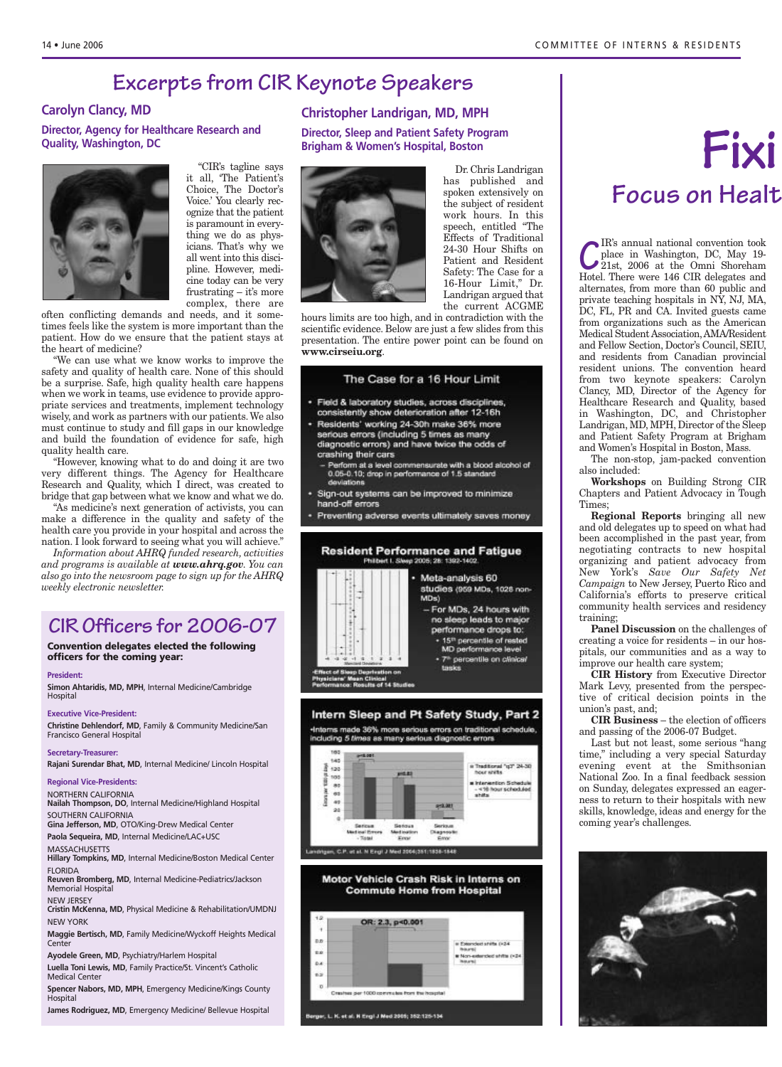# Excerpts from CIR Keynote Speakers

## Carolyn Clancy, MD

### Director, Agency for Healthcare Research and Quality, Washington, DC

"CIR's tagline says it all, 'The Patient's Choice, The Doctor's Voice.' You clearly recognize that the patient is paramount in everything we do as physicians. That's why we all went into this discipline. However, medicine today can be very frustrating – it's more complex, there are often conflicting demands and needs, and it sometimes feels like the system is more important than the patient. How do we ensure that the patient stays at the heart of medicine?

"We can use what we know works to improve the safety and quality of health care. None of this should be a surprise. Safe, high quality health care happens when we work in teams, use evidence to provide appropriate services and treatments, implement technology wisely, and work as partners with our patients. We also must continue to study and fill gaps in our knowledge and build the foundation of evidence for safe, high quality health care.

"However, knowing what to do and doing it are two very different things. The Agency for Healthcare Research and Quality, which I direct, was created to bridge that gap between what we know and what we do.

"As medicine's next generation of activists, you can make a difference in the quality and safety of the health care you provide in your hospital and across the nation. I look forward to seeing what you will achieve."

*Information about AHRQ funded research, activities and programs is available at **www.ahrq.gov**. You can also go into the newsroom page to sign up for the AHRQ weekly electronic newsletter.*

## Christopher Landrigan, MD, MPH

### Director, Sleep and Patient Safety Program Brigham & Women's Hospital, Boston

Dr. Chris Landrigan has published and spoken extensively on the subject of resident work hours. In this speech, entitled "The Effects of Traditional 24-30 Hour Shifts on Patient and Resident Safety: The Case for a 16-Hour Limit," Dr. Landrigan argued that the current ACGME hours limits are too high, and in contradiction with the scientific evidence. Below are just a few slides from this presentation. The entire power point can be found on **www.cirseiu.org**.

**The Case for a 16 Hour Limit**

- Field & laboratory studies, across disciplines, consistently show deterioration after 12-16h
- Residents' working 24-30h make 36% more serious errors (including 5 times as many diagnostic errors) and have twice the odds of crashing their cars
  - Perform at a level commensurate with a blood alcohol of 0.05-0.10; drop in performance of 1.5 standard deviations
- Sign-out systems can be improved to minimize hand-off errors
- Preventing adverse events ultimately saves money

**Resident Performance and Fatigue**

Philbert I. *Sleep* 2005; 28: 1392-1402.

- Meta-analysis 60 studies (959 MDs, 1028 non-MDs)
  - For MDs, 24 hours with no sleep leads to major performance drops to:
    - 15[th] percentile of rested MD performance level
    - 7[th] percentile on *clinical* tasks

Effect of Sleep Deprivation on Physicians' Mean Clinical Performance: Results of 14 Studies

**Intern Sleep and Pt Safety Study, Part 2**

Interns made 36% more serious errors on traditional schedule, including *5 times* as many serious diagnostic errors

Legend: Traditional "q3" 24-30 hour shifts; Intervention Schedule – <16 hour scheduled shifts. Categories: Serious Medical Errors – Total (p<0.001); Serious Medication Error (p=0.03); Serious Diagnostic Error (p<0.001)

Landrigan, C.P. et al. N Engl J Med 2004;351:1838-1848

**Motor Vehicle Crash Risk in Interns on Commute Home from Hospital**

OR: 2.3, p<0.001

Legend: Extended shifts (≥24 hours); Non-extended shifts (<24 hours). Crashes per 1000 commutes from the hospital

Barger, L. K. et al. N Engl J Med 2005; 352:125-134

# CIR Officers for 2006-07

**Convention delegates elected the following officers for the coming year:**

**President:**
**Simon Ahtaridis, MD, MPH**, Internal Medicine/Cambridge Hospital

**Executive Vice-President:**
**Christine Dehlendorf, MD**, Family & Community Medicine/San Francisco General Hospital

**Secretary-Treasurer:**
**Rajani Surendar Bhat, MD**, Internal Medicine/ Lincoln Hospital

**Regional Vice-Presidents:**

NORTHERN CALIFORNIA
**Nailah Thompson, DO**, Internal Medicine/Highland Hospital

SOUTHERN CALIFORNIA
**Gina Jefferson, MD**, OTO/King-Drew Medical Center
**Paola Sequeira, MD**, Internal Medicine/LAC+USC

MASSACHUSETTS
**Hillary Tompkins, MD**, Internal Medicine/Boston Medical Center

FLORIDA
**Reuven Bromberg, MD**, Internal Medicine-Pediatrics/Jackson Memorial Hospital

NEW JERSEY
**Cristin McKenna, MD**, Physical Medicine & Rehabilitation/UMDNJ

NEW YORK
**Maggie Bertisch, MD**, Family Medicine/Wyckoff Heights Medical Center
**Ayodele Green, MD**, Psychiatry/Harlem Hospital
**Luella Toni Lewis, MD**, Family Practice/St. Vincent's Catholic Medical Center
**Spencer Nabors, MD, MPH**, Emergency Medicine/Kings County Hospital
**James Rodriguez, MD**, Emergency Medicine/ Bellevue Hospital

# Fixi

## Focus on Healt

CIR's annual national convention took place in Washington, DC, May 19-21st, 2006 at the Omni Shoreham Hotel. There were 146 CIR delegates and alternates, from more than 60 public and private teaching hospitals in NY, NJ, MA, DC, FL, PR and CA. Invited guests came from organizations such as the American Medical Student Association, AMA/Resident and Fellow Section, Doctor's Council, SEIU, and residents from Canadian provincial resident unions. The convention heard from two keynote speakers: Carolyn Clancy, MD, Director of the Agency for Healthcare Research and Quality, in Washington, DC, and Christopher Landrigan, MD, MPH, Director of the Sleep and Patient Safety Program at Brigham and Women's Hospital in Boston, Mass.

The non-stop, jam-packed convention also included:

**Workshops** on Building Strong CIR Chapters and Patient Advocacy in Tough Times;

**Regional Reports** bringing all new and old delegates up to speed on what had been accomplished in the past year, from negotiating contracts to new hospital organizing and patient advocacy from New York's *Save Our Safety Net Campaign* to New Jersey, Puerto Rico and California's efforts to preserve critical community health services and residency training;

**Panel Discussion** on the challenges of creating a voice for residents – in our hospitals, our communities and as a way to improve our health care system;

**CIR History** from Executive Director Mark Levy, presented from the perspective of critical decision points in the union's past, and;

**CIR Business** – the election of officers and passing of the 2006-07 Budget.

Last but not least, some serious "hang time," including a very special Saturday evening event at the Smithsonian National Zoo. In a final feedback session on Sunday, delegates expressed an eagerness to return to their hospitals with new skills, knowledge, ideas and energy for the coming year's challenges.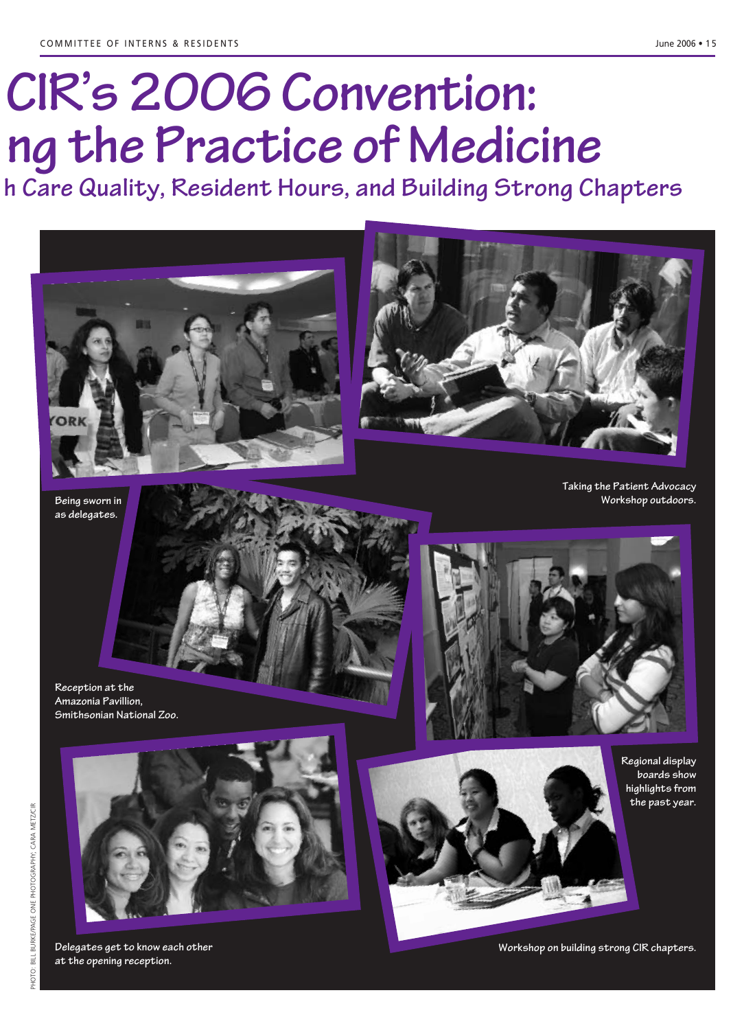# CIR's 2006 Convention:

# ng the Practice of Medicine

## h Care Quality, Resident Hours, and Building Strong Chapters

Being sworn in as delegates.

Taking the Patient Advocacy Workshop outdoors.

Reception at the Amazonia Pavillion, Smithsonian National Zoo.

Regional display boards show highlights from the past year.

Delegates get to know each other at the opening reception.

Workshop on building strong CIR chapters.

PHOTO: BILL BURKE/PAGE ONE PHOTOGRAPHY; CARA METZCIR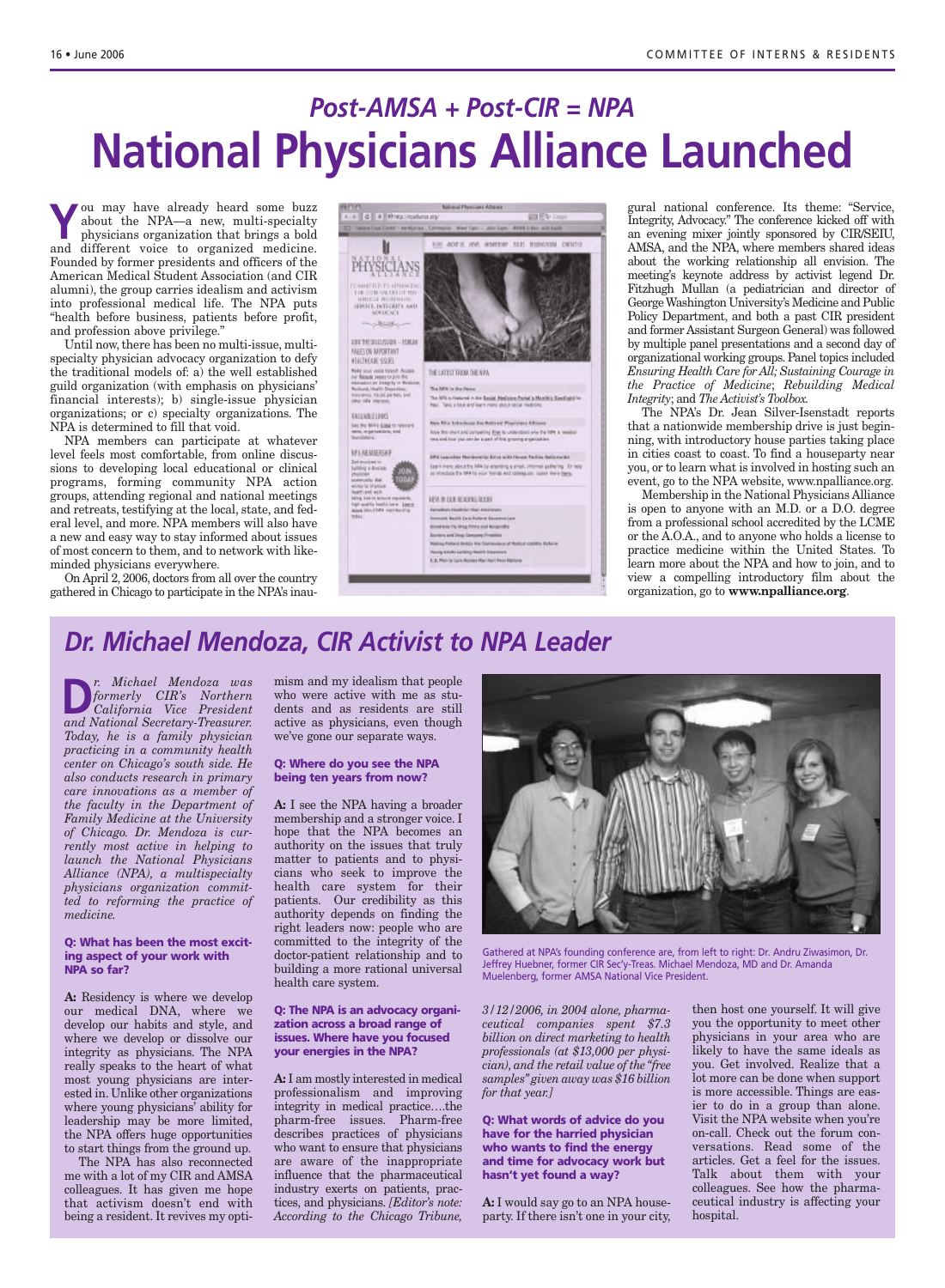## *Post-AMSA + Post-CIR = NPA*

# National Physicians Alliance Launched

You may have already heard some buzz about the NPA—a new, multi-specialty physicians organization that brings a bold and different voice to organized medicine. Founded by former presidents and officers of the American Medical Student Association (and CIR alumni), the group carries idealism and activism into professional medical life. The NPA puts "health before business, patients before profit, and profession above privilege."

Until now, there has been no multi-issue, multi-specialty physician advocacy organization to defy the traditional models of: a) the well established guild organization (with emphasis on physicians' financial interests); b) single-issue physician organizations; or c) specialty organizations. The NPA is determined to fill that void.

NPA members can participate at whatever level feels most comfortable, from online discussions to developing local educational or clinical programs, forming community NPA action groups, attending regional and national meetings and retreats, testifying at the local, state, and federal level, and more. NPA members will also have a new and easy way to stay informed about issues of most concern to them, and to network with like-minded physicians everywhere.

On April 2, 2006, doctors from all over the country gathered in Chicago to participate in the NPA's inaugural national conference. Its theme: "Service, Integrity, Advocacy." The conference kicked off with an evening mixer jointly sponsored by CIR/SEIU, AMSA, and the NPA, where members shared ideas about the working relationship all envision. The meeting's keynote address by activist legend Dr. Fitzhugh Mullan (a pediatrician and director of George Washington University's Medicine and Public Policy Department, and both a past CIR president and former Assistant Surgeon General) was followed by multiple panel presentations and a second day of organizational working groups. Panel topics included *Ensuring Health Care for All; Sustaining Courage in the Practice of Medicine; Rebuilding Medical Integrity*; and *The Activist's Toolbox.*

The NPA's Dr. Jean Silver-Isenstadt reports that a nationwide membership drive is just beginning, with introductory house parties taking place in cities coast to coast. To find a houseparty near you, or to learn what is involved in hosting such an event, go to the NPA website, www.npalliance.org.

Membership in the National Physicians Alliance is open to anyone with an M.D. or a D.O. degree from a professional school accredited by the LCME or the A.O.A., and to anyone who holds a license to practice medicine within the United States. To learn more about the NPA and how to join, and to view a compelling introductory film about the organization, go to **www.npalliance.org**.

## *Dr. Michael Mendoza, CIR Activist to NPA Leader*

*Dr. Michael Mendoza was formerly CIR's Northern California Vice President and National Secretary-Treasurer. Today, he is a family physician practicing in a community health center on Chicago's south side. He also conducts research in primary care innovations as a member of the faculty in the Department of Family Medicine at the University of Chicago. Dr. Mendoza is currently most active in helping to launch the National Physicians Alliance (NPA), a multispecialty physicians organization committed to reforming the practice of medicine.*

**Q: What has been the most exciting aspect of your work with NPA so far?**

**A:** Residency is where we develop our medical DNA, where we develop our habits and style, and where we develop or dissolve our integrity as physicians. The NPA really speaks to the heart of what most young physicians are interested in. Unlike other organizations where young physicians' ability for leadership may be more limited, the NPA offers huge opportunities to start things from the ground up.

The NPA has also reconnected me with a lot of my CIR and AMSA colleagues. It has given me hope that activism doesn't end with being a resident. It revives my optimism and my idealism that people who were active with me as students and as residents are still active as physicians, even though we've gone our separate ways.

**Q: Where do you see the NPA being ten years from now?**

**A:** I see the NPA having a broader membership and a stronger voice. I hope that the NPA becomes an authority on the issues that truly matter to patients and to physicians who seek to improve the health care system for their patients. Our credibility as this authority depends on finding the right leaders now: people who are committed to the integrity of the doctor-patient relationship and to building a more rational universal health care system.

**Q: The NPA is an advocacy organization across a broad range of issues. Where have you focused your energies in the NPA?**

**A:** I am mostly interested in medical professionalism and improving integrity in medical practice….the pharm-free issues. Pharm-free describes practices of physicians who want to ensure that physicians are aware of the inappropriate influence that the pharmaceutical industry exerts on patients, practices, and physicians. *[Editor's note: According to the Chicago Tribune, 3/12/2006, in 2004 alone, pharmaceutical companies spent $7.3 billion on direct marketing to health professionals (at $13,000 per physician), and the retail value of the "free samples" given away was $16 billion for that year.]*

Gathered at NPA's founding conference are, from left to right: Dr. Andru Ziwasimon, Dr. Jeffrey Huebner, former CIR Sec'y-Treas. Michael Mendoza, MD and Dr. Amanda Muelenberg, former AMSA National Vice President.

**Q: What words of advice do you have for the harried physician who wants to find the energy and time for advocacy work but hasn't yet found a way?**

**A:** I would say go to an NPA houseparty. If there isn't one in your city, then host one yourself. It will give you the opportunity to meet other physicians in your area who are likely to have the same ideals as you. Get involved. Realize that a lot more can be done when support is more accessible. Things are easier to do in a group than alone. Visit the NPA website when you're on-call. Check out the forum conversations. Read some of the articles. Get a feel for the issues. Talk about them with your colleagues. See how the pharmaceutical industry is affecting your hospital.